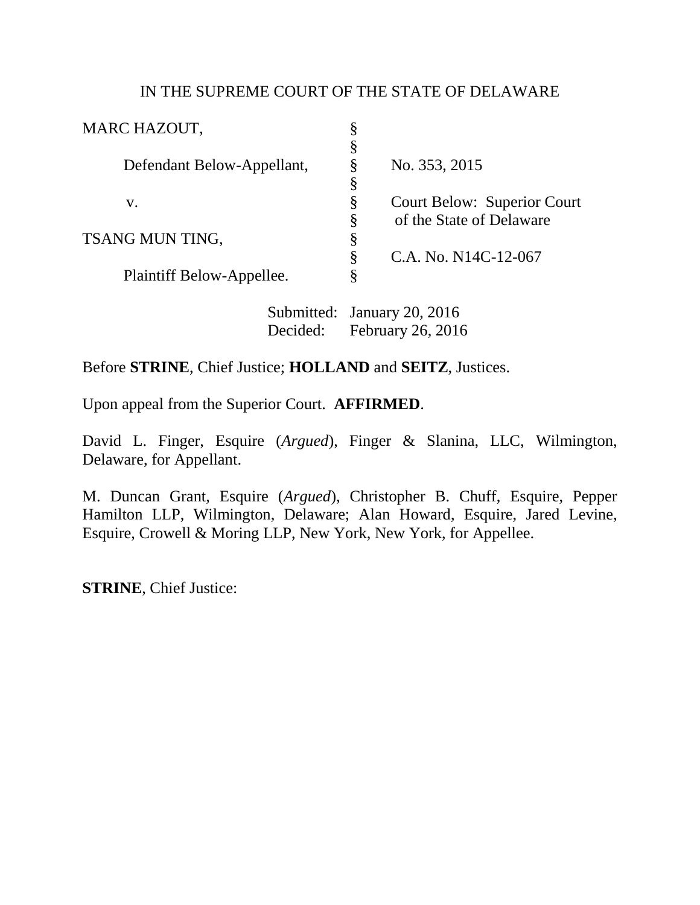IN THE SUPREME COURT OF THE STATE OF DELAWARE

| | | |
|---|---|---|
| MARC HAZOUT, | § | |
| | § | |
| Defendant Below-Appellant, | § | No. 353, 2015 |
| | § | |
| v. | § | Court Below: Superior Court |
| | § | of the State of Delaware |
| TSANG MUN TING, | § | |
| | § | C.A. No. N14C-12-067 |
| Plaintiff Below-Appellee. | § | |

Submitted: January 20, 2016
Decided: February 26, 2016

Before **STRINE**, Chief Justice; **HOLLAND** and **SEITZ**, Justices.

Upon appeal from the Superior Court. **AFFIRMED**.

David L. Finger, Esquire (*Argued*), Finger & Slanina, LLC, Wilmington, Delaware, for Appellant.

M. Duncan Grant, Esquire (*Argued*), Christopher B. Chuff, Esquire, Pepper Hamilton LLP, Wilmington, Delaware; Alan Howard, Esquire, Jared Levine, Esquire, Crowell & Moring LLP, New York, New York, for Appellee.

**STRINE**, Chief Justice: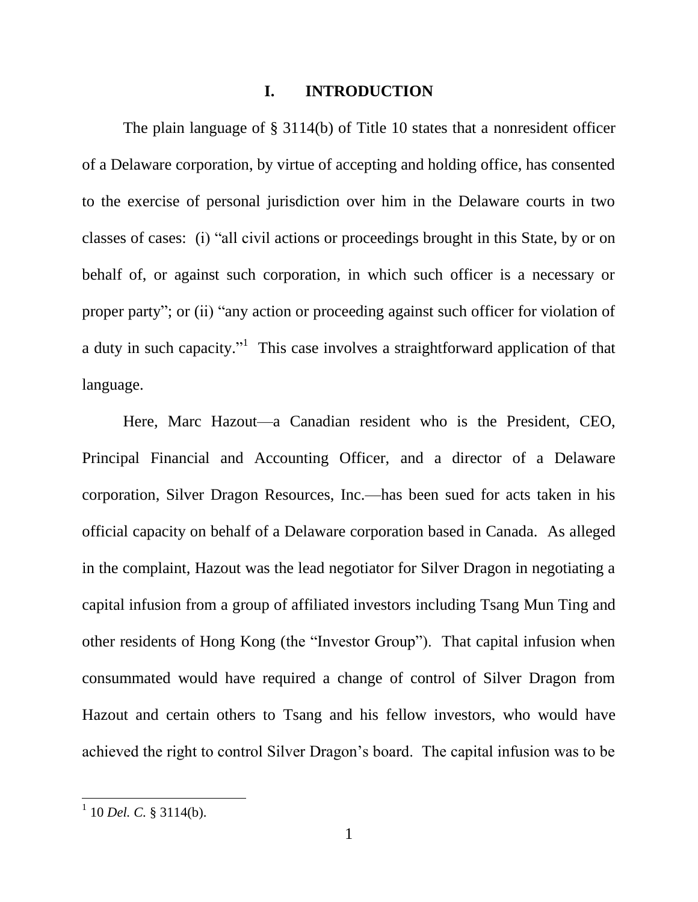## I. INTRODUCTION

The plain language of § 3114(b) of Title 10 states that a nonresident officer of a Delaware corporation, by virtue of accepting and holding office, has consented to the exercise of personal jurisdiction over him in the Delaware courts in two classes of cases: (i) "all civil actions or proceedings brought in this State, by or on behalf of, or against such corporation, in which such officer is a necessary or proper party"; or (ii) "any action or proceeding against such officer for violation of a duty in such capacity."[1] This case involves a straightforward application of that language.

Here, Marc Hazout—a Canadian resident who is the President, CEO, Principal Financial and Accounting Officer, and a director of a Delaware corporation, Silver Dragon Resources, Inc.—has been sued for acts taken in his official capacity on behalf of a Delaware corporation based in Canada. As alleged in the complaint, Hazout was the lead negotiator for Silver Dragon in negotiating a capital infusion from a group of affiliated investors including Tsang Mun Ting and other residents of Hong Kong (the "Investor Group"). That capital infusion when consummated would have required a change of control of Silver Dragon from Hazout and certain others to Tsang and his fellow investors, who would have achieved the right to control Silver Dragon's board. The capital infusion was to be

[1] 10 *Del. C.* § 3114(b).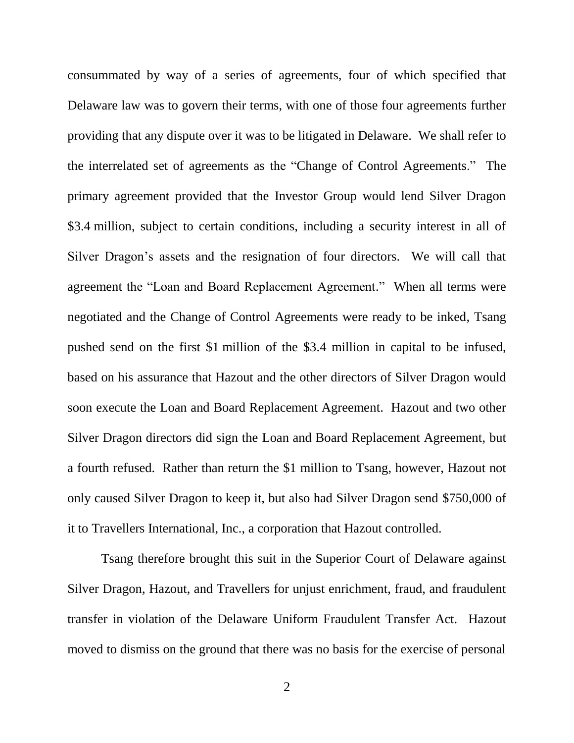consummated by way of a series of agreements, four of which specified that Delaware law was to govern their terms, with one of those four agreements further providing that any dispute over it was to be litigated in Delaware. We shall refer to the interrelated set of agreements as the "Change of Control Agreements." The primary agreement provided that the Investor Group would lend Silver Dragon \$3.4 million, subject to certain conditions, including a security interest in all of Silver Dragon's assets and the resignation of four directors. We will call that agreement the "Loan and Board Replacement Agreement." When all terms were negotiated and the Change of Control Agreements were ready to be inked, Tsang pushed send on the first \$1 million of the \$3.4 million in capital to be infused, based on his assurance that Hazout and the other directors of Silver Dragon would soon execute the Loan and Board Replacement Agreement. Hazout and two other Silver Dragon directors did sign the Loan and Board Replacement Agreement, but a fourth refused. Rather than return the \$1 million to Tsang, however, Hazout not only caused Silver Dragon to keep it, but also had Silver Dragon send \$750,000 of it to Travellers International, Inc., a corporation that Hazout controlled.

Tsang therefore brought this suit in the Superior Court of Delaware against Silver Dragon, Hazout, and Travellers for unjust enrichment, fraud, and fraudulent transfer in violation of the Delaware Uniform Fraudulent Transfer Act. Hazout moved to dismiss on the ground that there was no basis for the exercise of personal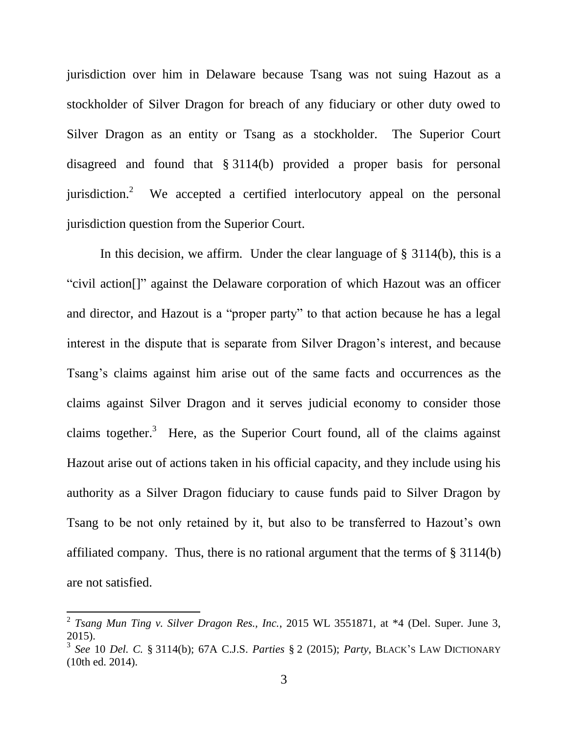jurisdiction over him in Delaware because Tsang was not suing Hazout as a stockholder of Silver Dragon for breach of any fiduciary or other duty owed to Silver Dragon as an entity or Tsang as a stockholder. The Superior Court disagreed and found that § 3114(b) provided a proper basis for personal jurisdiction.[2] We accepted a certified interlocutory appeal on the personal jurisdiction question from the Superior Court.

In this decision, we affirm. Under the clear language of § 3114(b), this is a "civil action[]" against the Delaware corporation of which Hazout was an officer and director, and Hazout is a "proper party" to that action because he has a legal interest in the dispute that is separate from Silver Dragon's interest, and because Tsang's claims against him arise out of the same facts and occurrences as the claims against Silver Dragon and it serves judicial economy to consider those claims together.[3] Here, as the Superior Court found, all of the claims against Hazout arise out of actions taken in his official capacity, and they include using his authority as a Silver Dragon fiduciary to cause funds paid to Silver Dragon by Tsang to be not only retained by it, but also to be transferred to Hazout's own affiliated company. Thus, there is no rational argument that the terms of § 3114(b) are not satisfied.

---

[2] *Tsang Mun Ting v. Silver Dragon Res., Inc.*, 2015 WL 3551871, at *4 (Del. Super. June 3, 2015).

[3] *See* 10 *Del. C.* § 3114(b); 67A C.J.S. *Parties* § 2 (2015); *Party*, BLACK'S LAW DICTIONARY (10th ed. 2014).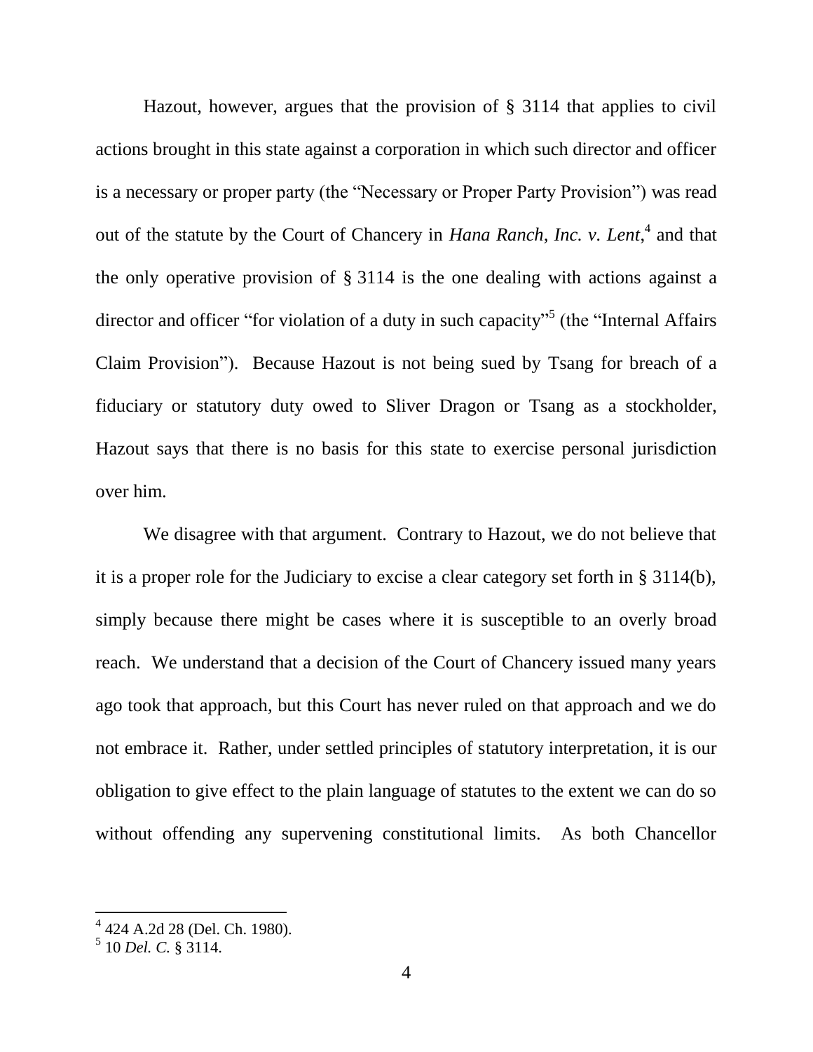Hazout, however, argues that the provision of § 3114 that applies to civil actions brought in this state against a corporation in which such director and officer is a necessary or proper party (the "Necessary or Proper Party Provision") was read out of the statute by the Court of Chancery in *Hana Ranch, Inc. v. Lent*,[4] and that the only operative provision of § 3114 is the one dealing with actions against a director and officer "for violation of a duty in such capacity"[5] (the "Internal Affairs Claim Provision"). Because Hazout is not being sued by Tsang for breach of a fiduciary or statutory duty owed to Sliver Dragon or Tsang as a stockholder, Hazout says that there is no basis for this state to exercise personal jurisdiction over him.

We disagree with that argument. Contrary to Hazout, we do not believe that it is a proper role for the Judiciary to excise a clear category set forth in § 3114(b), simply because there might be cases where it is susceptible to an overly broad reach. We understand that a decision of the Court of Chancery issued many years ago took that approach, but this Court has never ruled on that approach and we do not embrace it. Rather, under settled principles of statutory interpretation, it is our obligation to give effect to the plain language of statutes to the extent we can do so without offending any supervening constitutional limits. As both Chancellor

---

[4] 424 A.2d 28 (Del. Ch. 1980).

[5] 10 *Del. C.* § 3114.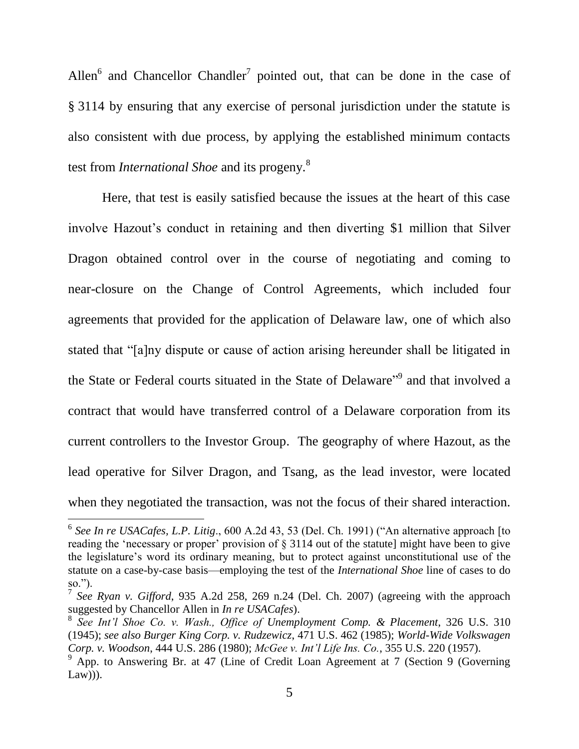Allen[6] and Chancellor Chandler[7] pointed out, that can be done in the case of § 3114 by ensuring that any exercise of personal jurisdiction under the statute is also consistent with due process, by applying the established minimum contacts test from *International Shoe* and its progeny.[8]

Here, that test is easily satisfied because the issues at the heart of this case involve Hazout's conduct in retaining and then diverting $1 million that Silver Dragon obtained control over in the course of negotiating and coming to near-closure on the Change of Control Agreements, which included four agreements that provided for the application of Delaware law, one of which also stated that "[a]ny dispute or cause of action arising hereunder shall be litigated in the State or Federal courts situated in the State of Delaware"[9] and that involved a contract that would have transferred control of a Delaware corporation from its current controllers to the Investor Group. The geography of where Hazout, as the lead operative for Silver Dragon, and Tsang, as the lead investor, were located when they negotiated the transaction, was not the focus of their shared interaction.

---

[6] *See In re USACafes, L.P. Litig*., 600 A.2d 43, 53 (Del. Ch. 1991) ("An alternative approach [to reading the 'necessary or proper' provision of § 3114 out of the statute] might have been to give the legislature's word its ordinary meaning, but to protect against unconstitutional use of the statute on a case-by-case basis—employing the test of the *International Shoe* line of cases to do so.").

[7] *See Ryan v. Gifford*, 935 A.2d 258, 269 n.24 (Del. Ch. 2007) (agreeing with the approach suggested by Chancellor Allen in *In re USACafes*).

[8] *See Int'l Shoe Co. v. Wash., Office of Unemployment Comp. & Placement*, 326 U.S. 310 (1945); *see also Burger King Corp. v. Rudzewicz*, 471 U.S. 462 (1985); *World-Wide Volkswagen Corp. v. Woodson*, 444 U.S. 286 (1980); *McGee v. Int'l Life Ins. Co.*, 355 U.S. 220 (1957).

[9] App. to Answering Br. at 47 (Line of Credit Loan Agreement at 7 (Section 9 (Governing Law))).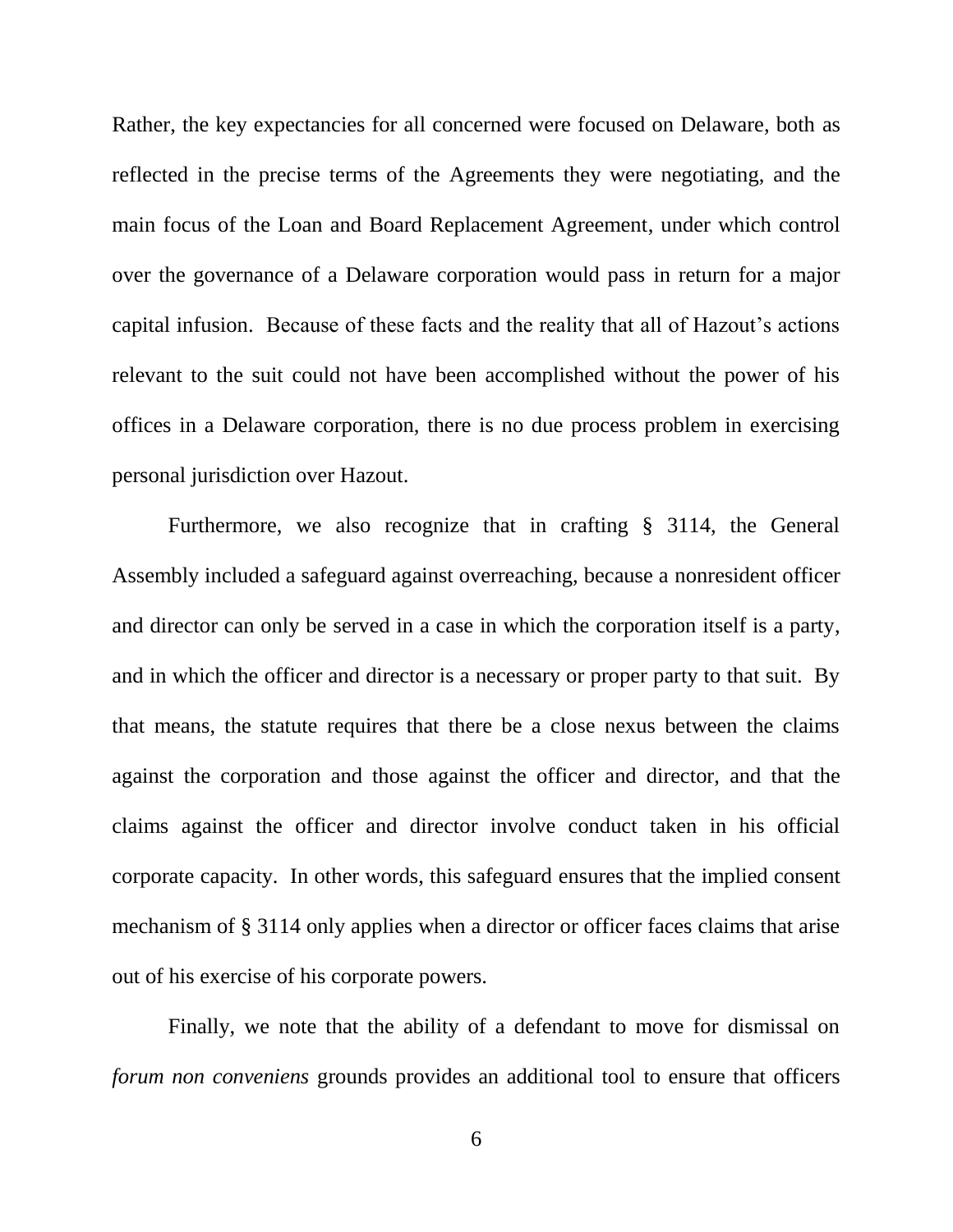Rather, the key expectancies for all concerned were focused on Delaware, both as reflected in the precise terms of the Agreements they were negotiating, and the main focus of the Loan and Board Replacement Agreement, under which control over the governance of a Delaware corporation would pass in return for a major capital infusion. Because of these facts and the reality that all of Hazout's actions relevant to the suit could not have been accomplished without the power of his offices in a Delaware corporation, there is no due process problem in exercising personal jurisdiction over Hazout.

Furthermore, we also recognize that in crafting § 3114, the General Assembly included a safeguard against overreaching, because a nonresident officer and director can only be served in a case in which the corporation itself is a party, and in which the officer and director is a necessary or proper party to that suit. By that means, the statute requires that there be a close nexus between the claims against the corporation and those against the officer and director, and that the claims against the officer and director involve conduct taken in his official corporate capacity. In other words, this safeguard ensures that the implied consent mechanism of § 3114 only applies when a director or officer faces claims that arise out of his exercise of his corporate powers.

Finally, we note that the ability of a defendant to move for dismissal on *forum non conveniens* grounds provides an additional tool to ensure that officers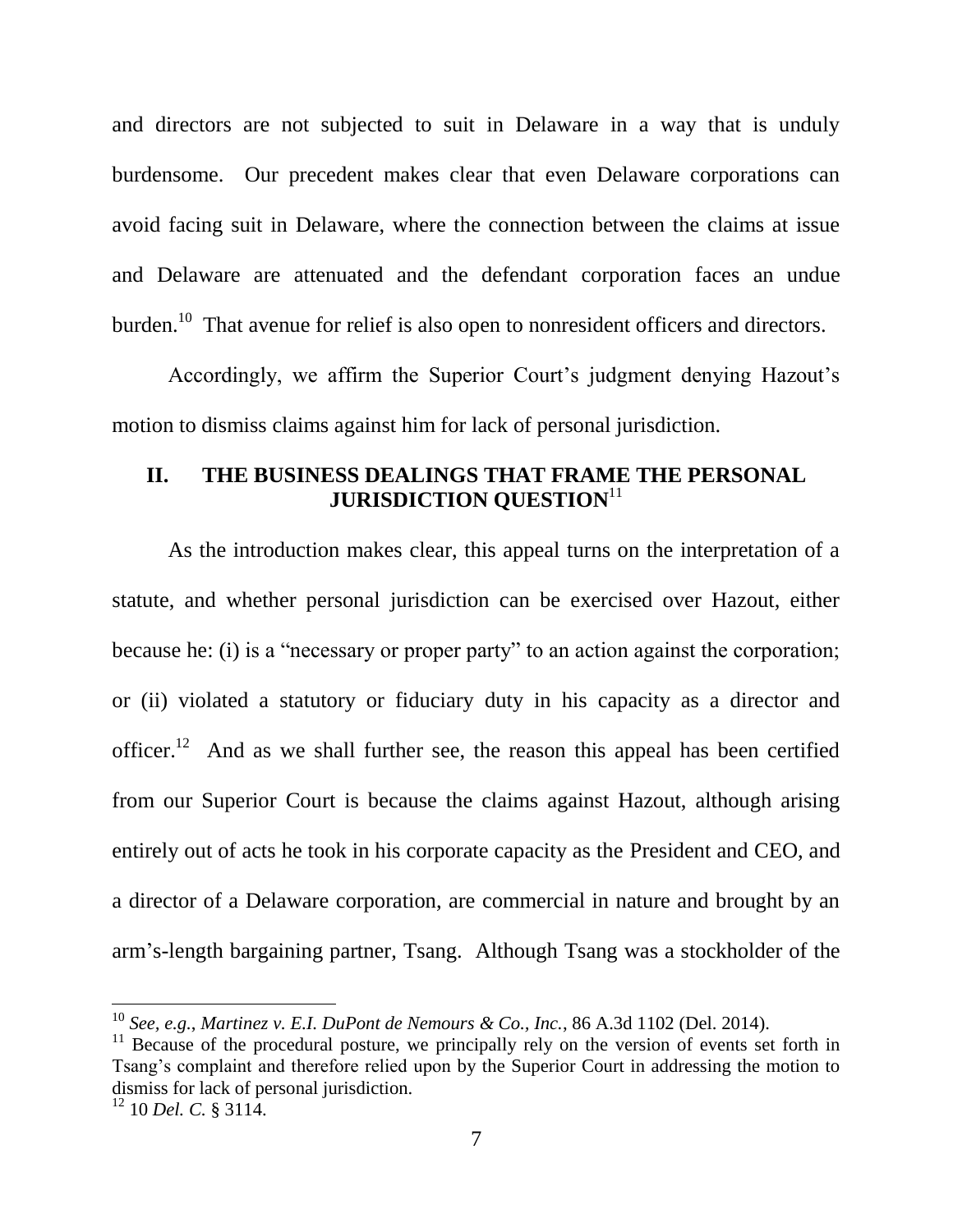and directors are not subjected to suit in Delaware in a way that is unduly burdensome. Our precedent makes clear that even Delaware corporations can avoid facing suit in Delaware, where the connection between the claims at issue and Delaware are attenuated and the defendant corporation faces an undue burden.[10] That avenue for relief is also open to nonresident officers and directors.

Accordingly, we affirm the Superior Court's judgment denying Hazout's motion to dismiss claims against him for lack of personal jurisdiction.

## II. THE BUSINESS DEALINGS THAT FRAME THE PERSONAL JURISDICTION QUESTION[11]

As the introduction makes clear, this appeal turns on the interpretation of a statute, and whether personal jurisdiction can be exercised over Hazout, either because he: (i) is a "necessary or proper party" to an action against the corporation; or (ii) violated a statutory or fiduciary duty in his capacity as a director and officer.[12] And as we shall further see, the reason this appeal has been certified from our Superior Court is because the claims against Hazout, although arising entirely out of acts he took in his corporate capacity as the President and CEO, and a director of a Delaware corporation, are commercial in nature and brought by an arm's-length bargaining partner, Tsang. Although Tsang was a stockholder of the

---

[10] *See, e.g.*, *Martinez v. E.I. DuPont de Nemours & Co., Inc.*, 86 A.3d 1102 (Del. 2014).

[11] Because of the procedural posture, we principally rely on the version of events set forth in Tsang's complaint and therefore relied upon by the Superior Court in addressing the motion to dismiss for lack of personal jurisdiction.

[12] 10 *Del. C.* § 3114.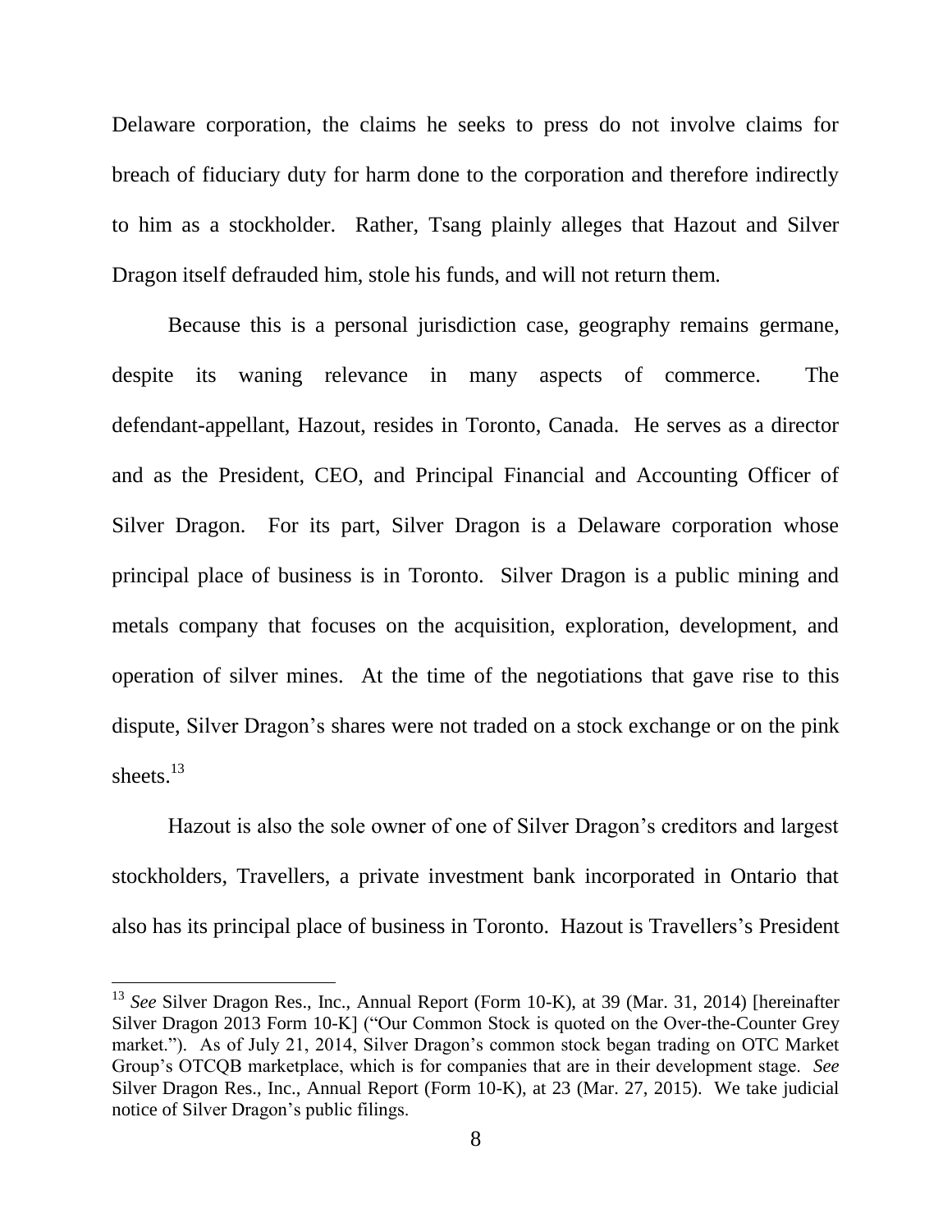Delaware corporation, the claims he seeks to press do not involve claims for breach of fiduciary duty for harm done to the corporation and therefore indirectly to him as a stockholder. Rather, Tsang plainly alleges that Hazout and Silver Dragon itself defrauded him, stole his funds, and will not return them.

Because this is a personal jurisdiction case, geography remains germane, despite its waning relevance in many aspects of commerce. The defendant-appellant, Hazout, resides in Toronto, Canada. He serves as a director and as the President, CEO, and Principal Financial and Accounting Officer of Silver Dragon. For its part, Silver Dragon is a Delaware corporation whose principal place of business is in Toronto. Silver Dragon is a public mining and metals company that focuses on the acquisition, exploration, development, and operation of silver mines. At the time of the negotiations that gave rise to this dispute, Silver Dragon's shares were not traded on a stock exchange or on the pink sheets.[13]

Hazout is also the sole owner of one of Silver Dragon's creditors and largest stockholders, Travellers, a private investment bank incorporated in Ontario that also has its principal place of business in Toronto. Hazout is Travellers's President

---

[13] *See* Silver Dragon Res., Inc., Annual Report (Form 10-K), at 39 (Mar. 31, 2014) [hereinafter Silver Dragon 2013 Form 10-K] ("Our Common Stock is quoted on the Over-the-Counter Grey market."). As of July 21, 2014, Silver Dragon's common stock began trading on OTC Market Group's OTCQB marketplace, which is for companies that are in their development stage. *See* Silver Dragon Res., Inc., Annual Report (Form 10-K), at 23 (Mar. 27, 2015). We take judicial notice of Silver Dragon's public filings.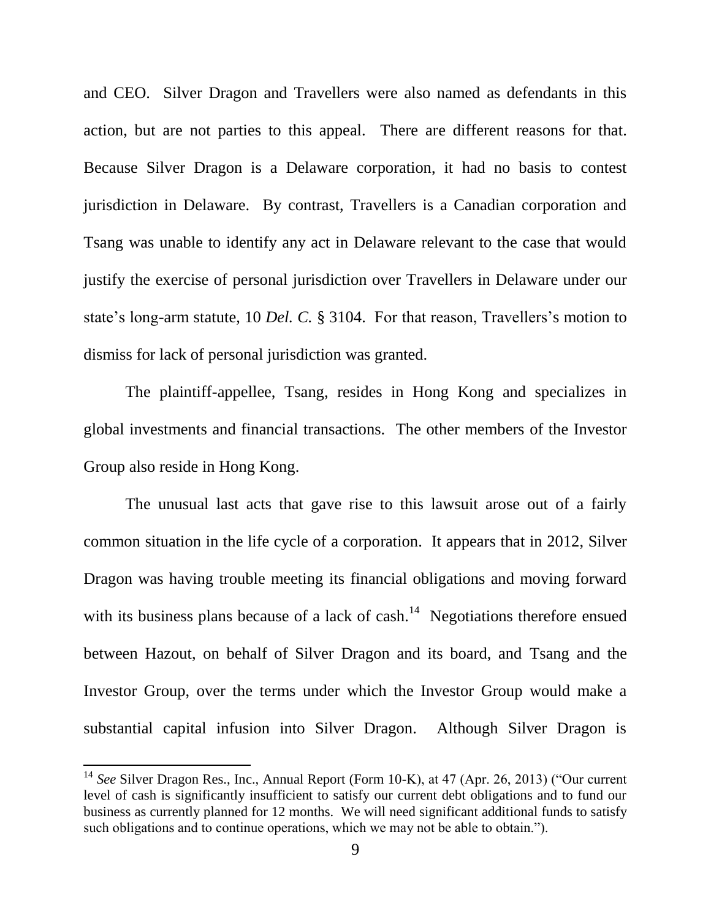and CEO. Silver Dragon and Travellers were also named as defendants in this action, but are not parties to this appeal. There are different reasons for that. Because Silver Dragon is a Delaware corporation, it had no basis to contest jurisdiction in Delaware. By contrast, Travellers is a Canadian corporation and Tsang was unable to identify any act in Delaware relevant to the case that would justify the exercise of personal jurisdiction over Travellers in Delaware under our state's long-arm statute, 10 *Del. C.* § 3104. For that reason, Travellers's motion to dismiss for lack of personal jurisdiction was granted.

The plaintiff-appellee, Tsang, resides in Hong Kong and specializes in global investments and financial transactions. The other members of the Investor Group also reside in Hong Kong.

The unusual last acts that gave rise to this lawsuit arose out of a fairly common situation in the life cycle of a corporation. It appears that in 2012, Silver Dragon was having trouble meeting its financial obligations and moving forward with its business plans because of a lack of cash.[14] Negotiations therefore ensued between Hazout, on behalf of Silver Dragon and its board, and Tsang and the Investor Group, over the terms under which the Investor Group would make a substantial capital infusion into Silver Dragon. Although Silver Dragon is

---

[14] *See* Silver Dragon Res., Inc., Annual Report (Form 10-K), at 47 (Apr. 26, 2013) ("Our current level of cash is significantly insufficient to satisfy our current debt obligations and to fund our business as currently planned for 12 months. We will need significant additional funds to satisfy such obligations and to continue operations, which we may not be able to obtain.").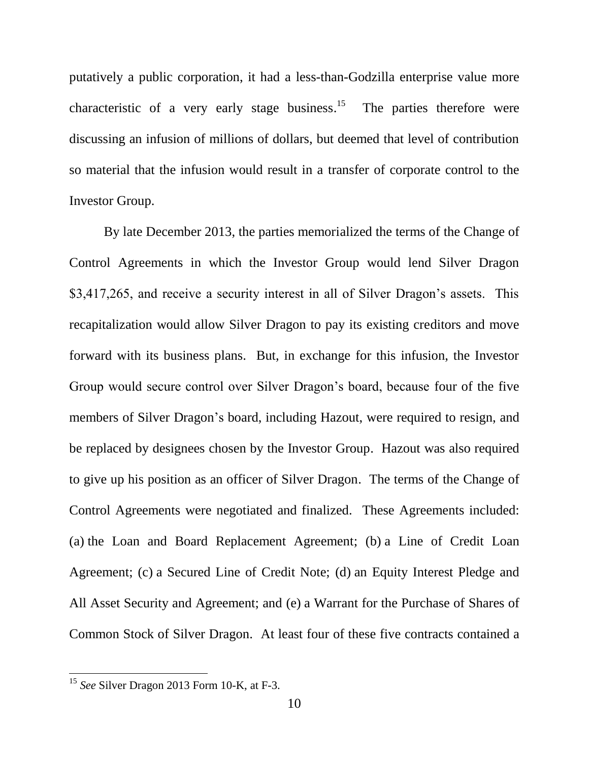putatively a public corporation, it had a less-than-Godzilla enterprise value more characteristic of a very early stage business.[15] The parties therefore were discussing an infusion of millions of dollars, but deemed that level of contribution so material that the infusion would result in a transfer of corporate control to the Investor Group.

By late December 2013, the parties memorialized the terms of the Change of Control Agreements in which the Investor Group would lend Silver Dragon $3,417,265, and receive a security interest in all of Silver Dragon's assets. This recapitalization would allow Silver Dragon to pay its existing creditors and move forward with its business plans. But, in exchange for this infusion, the Investor Group would secure control over Silver Dragon's board, because four of the five members of Silver Dragon's board, including Hazout, were required to resign, and be replaced by designees chosen by the Investor Group. Hazout was also required to give up his position as an officer of Silver Dragon. The terms of the Change of Control Agreements were negotiated and finalized. These Agreements included: (a) the Loan and Board Replacement Agreement; (b) a Line of Credit Loan Agreement; (c) a Secured Line of Credit Note; (d) an Equity Interest Pledge and All Asset Security and Agreement; and (e) a Warrant for the Purchase of Shares of Common Stock of Silver Dragon. At least four of these five contracts contained a

[15] *See* Silver Dragon 2013 Form 10-K, at F-3.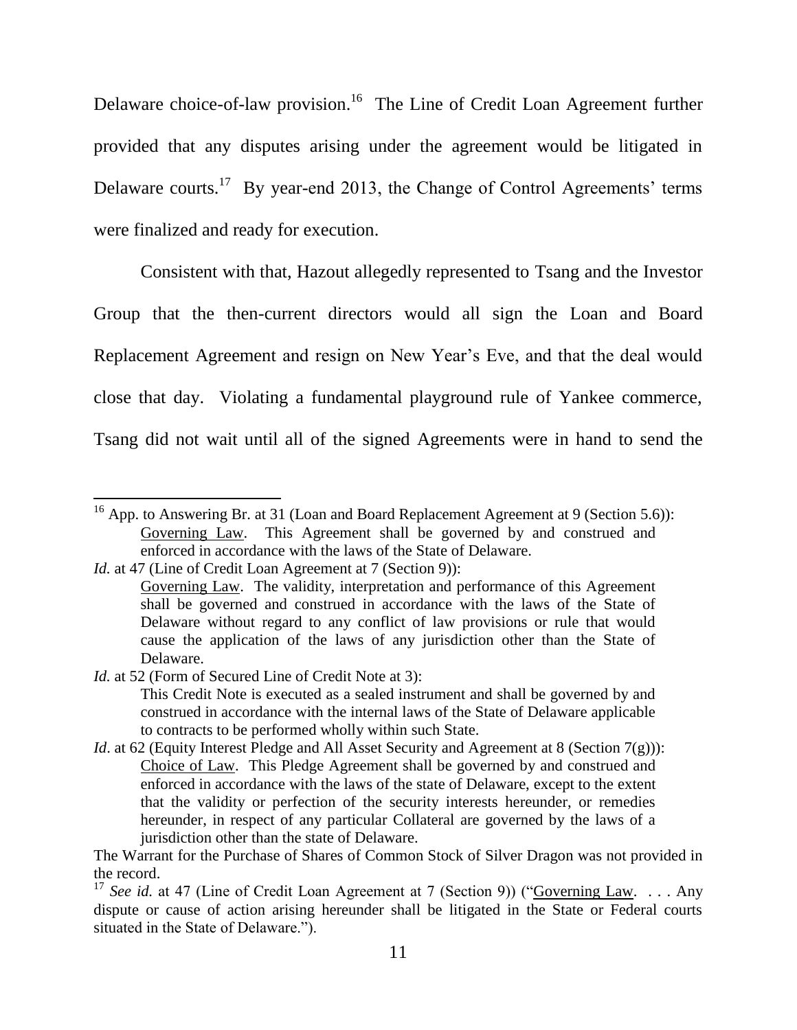Delaware choice-of-law provision.[16] The Line of Credit Loan Agreement further provided that any disputes arising under the agreement would be litigated in Delaware courts.[17] By year-end 2013, the Change of Control Agreements' terms were finalized and ready for execution.

Consistent with that, Hazout allegedly represented to Tsang and the Investor Group that the then-current directors would all sign the Loan and Board Replacement Agreement and resign on New Year's Eve, and that the deal would close that day. Violating a fundamental playground rule of Yankee commerce, Tsang did not wait until all of the signed Agreements were in hand to send the

---

[16] App. to Answering Br. at 31 (Loan and Board Replacement Agreement at 9 (Section 5.6)):

> Governing Law. This Agreement shall be governed by and construed and enforced in accordance with the laws of the State of Delaware.

*Id.* at 47 (Line of Credit Loan Agreement at 7 (Section 9)):

> Governing Law. The validity, interpretation and performance of this Agreement shall be governed and construed in accordance with the laws of the State of Delaware without regard to any conflict of law provisions or rule that would cause the application of the laws of any jurisdiction other than the State of Delaware.

*Id.* at 52 (Form of Secured Line of Credit Note at 3):

> This Credit Note is executed as a sealed instrument and shall be governed by and construed in accordance with the internal laws of the State of Delaware applicable to contracts to be performed wholly within such State.

*Id*. at 62 (Equity Interest Pledge and All Asset Security and Agreement at 8 (Section 7(g))):

> Choice of Law. This Pledge Agreement shall be governed by and construed and enforced in accordance with the laws of the state of Delaware, except to the extent that the validity or perfection of the security interests hereunder, or remedies hereunder, in respect of any particular Collateral are governed by the laws of a jurisdiction other than the state of Delaware.

The Warrant for the Purchase of Shares of Common Stock of Silver Dragon was not provided in the record.

[17] *See id.* at 47 (Line of Credit Loan Agreement at 7 (Section 9)) ("Governing Law. . . . Any dispute or cause of action arising hereunder shall be litigated in the State or Federal courts situated in the State of Delaware.").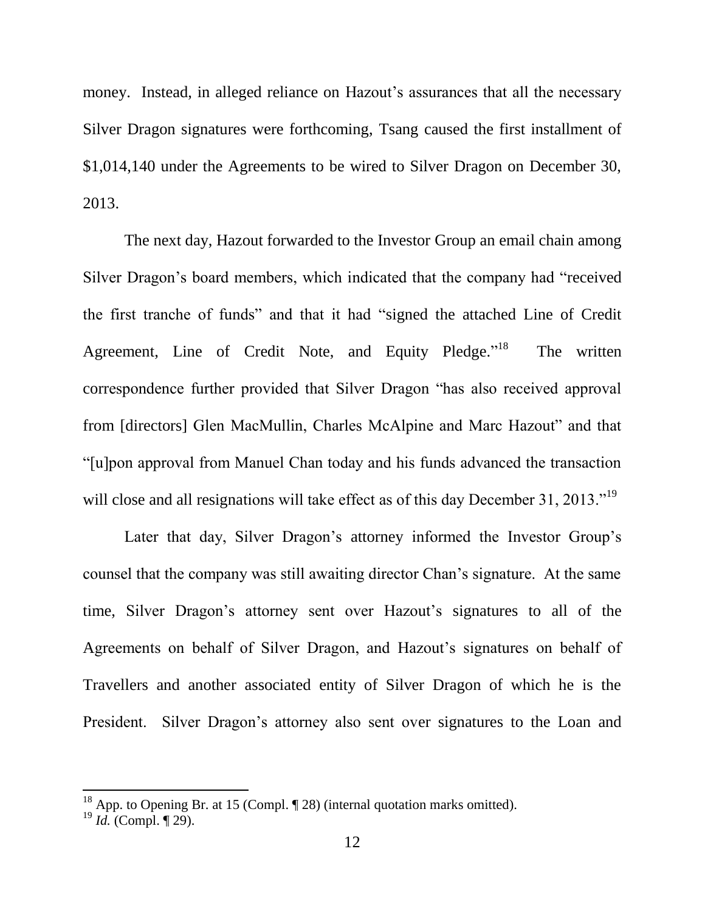money. Instead, in alleged reliance on Hazout's assurances that all the necessary Silver Dragon signatures were forthcoming, Tsang caused the first installment of $1,014,140 under the Agreements to be wired to Silver Dragon on December 30, 2013.

The next day, Hazout forwarded to the Investor Group an email chain among Silver Dragon's board members, which indicated that the company had "received the first tranche of funds" and that it had "signed the attached Line of Credit Agreement, Line of Credit Note, and Equity Pledge."[18] The written correspondence further provided that Silver Dragon "has also received approval from [directors] Glen MacMullin, Charles McAlpine and Marc Hazout" and that "[u]pon approval from Manuel Chan today and his funds advanced the transaction will close and all resignations will take effect as of this day December 31, 2013."[19]

Later that day, Silver Dragon's attorney informed the Investor Group's counsel that the company was still awaiting director Chan's signature. At the same time, Silver Dragon's attorney sent over Hazout's signatures to all of the Agreements on behalf of Silver Dragon, and Hazout's signatures on behalf of Travellers and another associated entity of Silver Dragon of which he is the President. Silver Dragon's attorney also sent over signatures to the Loan and

---

[18] App. to Opening Br. at 15 (Compl. ¶ 28) (internal quotation marks omitted).

[19] *Id.* (Compl. ¶ 29).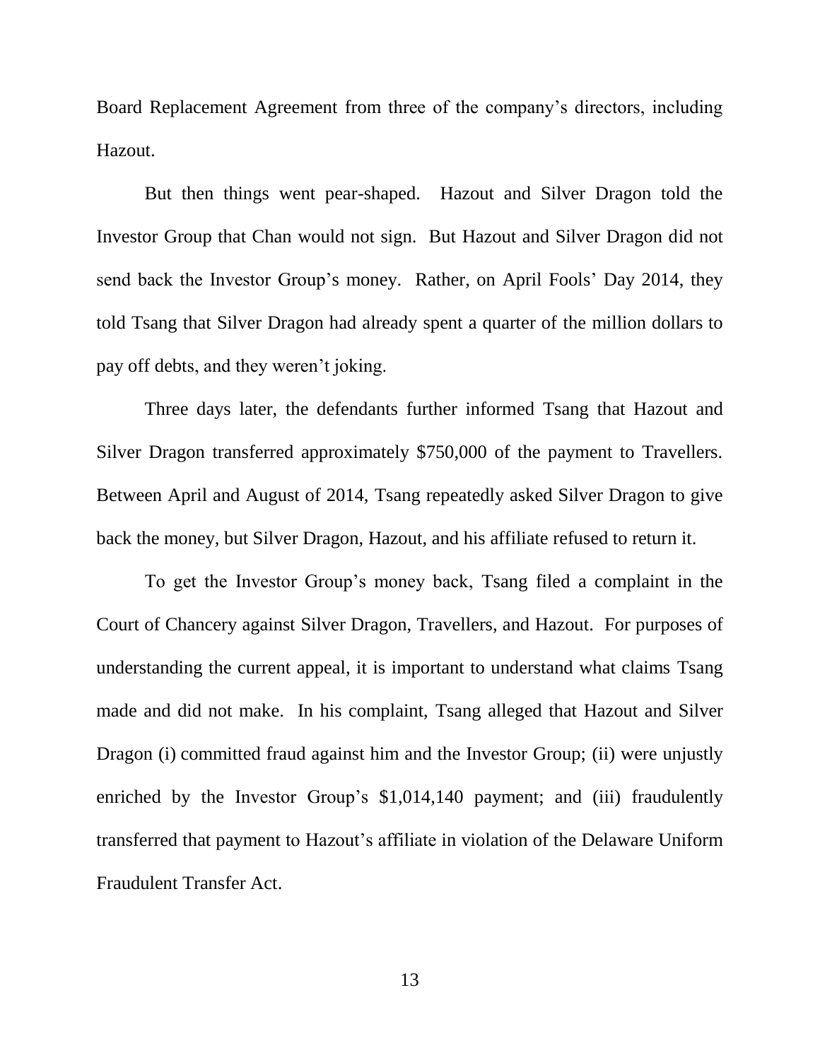Board Replacement Agreement from three of the company's directors, including Hazout.

But then things went pear-shaped. Hazout and Silver Dragon told the Investor Group that Chan would not sign. But Hazout and Silver Dragon did not send back the Investor Group's money. Rather, on April Fools' Day 2014, they told Tsang that Silver Dragon had already spent a quarter of the million dollars to pay off debts, and they weren't joking.

Three days later, the defendants further informed Tsang that Hazout and Silver Dragon transferred approximately $750,000 of the payment to Travellers. Between April and August of 2014, Tsang repeatedly asked Silver Dragon to give back the money, but Silver Dragon, Hazout, and his affiliate refused to return it.

To get the Investor Group's money back, Tsang filed a complaint in the Court of Chancery against Silver Dragon, Travellers, and Hazout. For purposes of understanding the current appeal, it is important to understand what claims Tsang made and did not make. In his complaint, Tsang alleged that Hazout and Silver Dragon (i) committed fraud against him and the Investor Group; (ii) were unjustly enriched by the Investor Group's $1,014,140 payment; and (iii) fraudulently transferred that payment to Hazout's affiliate in violation of the Delaware Uniform Fraudulent Transfer Act.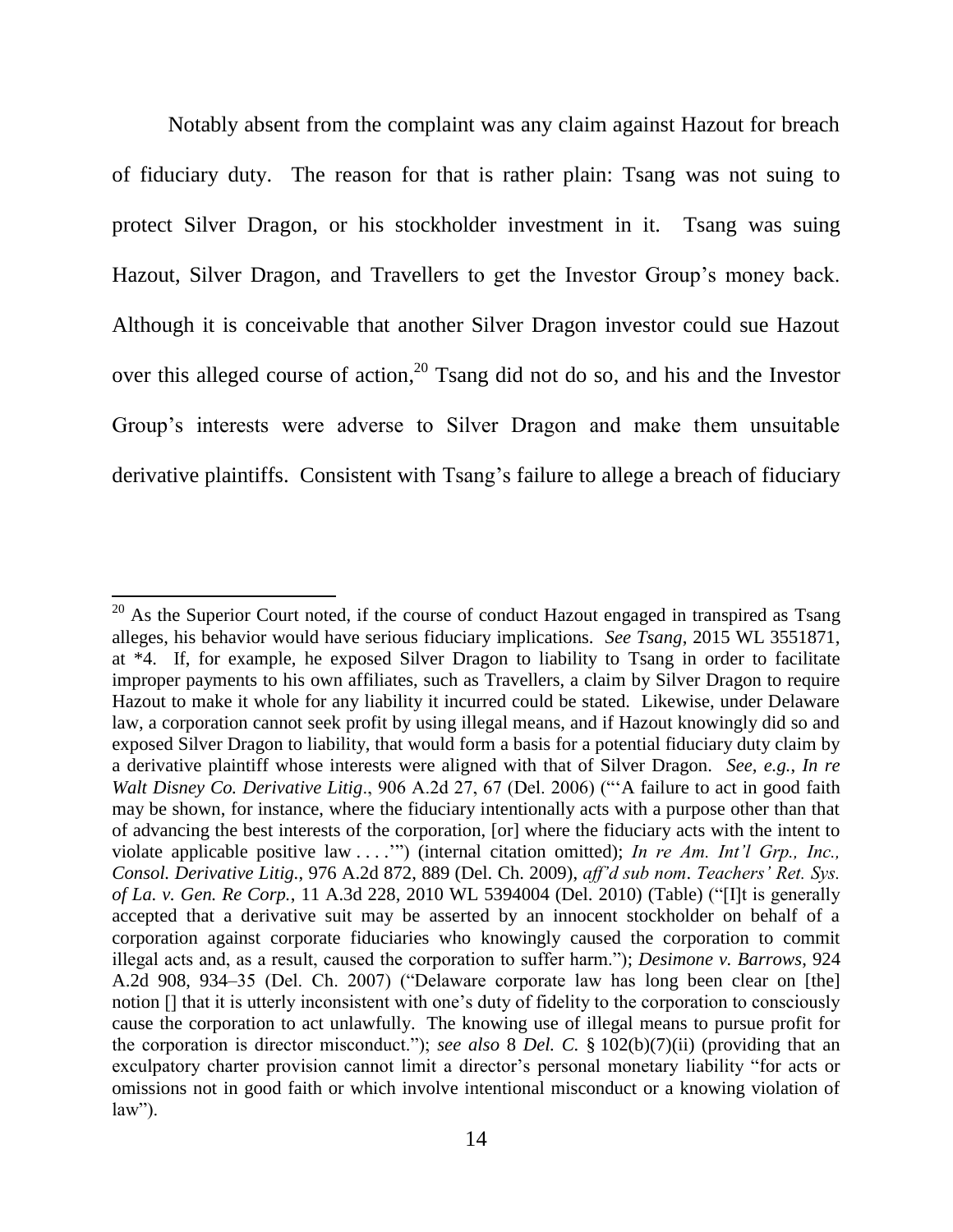Notably absent from the complaint was any claim against Hazout for breach of fiduciary duty. The reason for that is rather plain: Tsang was not suing to protect Silver Dragon, or his stockholder investment in it. Tsang was suing Hazout, Silver Dragon, and Travellers to get the Investor Group's money back. Although it is conceivable that another Silver Dragon investor could sue Hazout over this alleged course of action,[20] Tsang did not do so, and his and the Investor Group's interests were adverse to Silver Dragon and make them unsuitable derivative plaintiffs. Consistent with Tsang's failure to allege a breach of fiduciary

---

[20] As the Superior Court noted, if the course of conduct Hazout engaged in transpired as Tsang alleges, his behavior would have serious fiduciary implications. *See Tsang*, 2015 WL 3551871, at *4. If, for example, he exposed Silver Dragon to liability to Tsang in order to facilitate improper payments to his own affiliates, such as Travellers, a claim by Silver Dragon to require Hazout to make it whole for any liability it incurred could be stated. Likewise, under Delaware law, a corporation cannot seek profit by using illegal means, and if Hazout knowingly did so and exposed Silver Dragon to liability, that would form a basis for a potential fiduciary duty claim by a derivative plaintiff whose interests were aligned with that of Silver Dragon. *See, e.g.*, *In re Walt Disney Co. Derivative Litig*., 906 A.2d 27, 67 (Del. 2006) ("'A failure to act in good faith may be shown, for instance, where the fiduciary intentionally acts with a purpose other than that of advancing the best interests of the corporation, [or] where the fiduciary acts with the intent to violate applicable positive law . . . .'") (internal citation omitted); *In re Am. Int'l Grp., Inc., Consol. Derivative Litig.*, 976 A.2d 872, 889 (Del. Ch. 2009), *aff'd sub nom*. *Teachers' Ret. Sys. of La. v. Gen. Re Corp.*, 11 A.3d 228, 2010 WL 5394004 (Del. 2010) (Table) ("[I]t is generally accepted that a derivative suit may be asserted by an innocent stockholder on behalf of a corporation against corporate fiduciaries who knowingly caused the corporation to commit illegal acts and, as a result, caused the corporation to suffer harm."); *Desimone v. Barrows*, 924 A.2d 908, 934–35 (Del. Ch. 2007) ("Delaware corporate law has long been clear on [the] notion [] that it is utterly inconsistent with one's duty of fidelity to the corporation to consciously cause the corporation to act unlawfully. The knowing use of illegal means to pursue profit for the corporation is director misconduct."); *see also* 8 *Del. C.* § 102(b)(7)(ii) (providing that an exculpatory charter provision cannot limit a director's personal monetary liability "for acts or omissions not in good faith or which involve intentional misconduct or a knowing violation of law").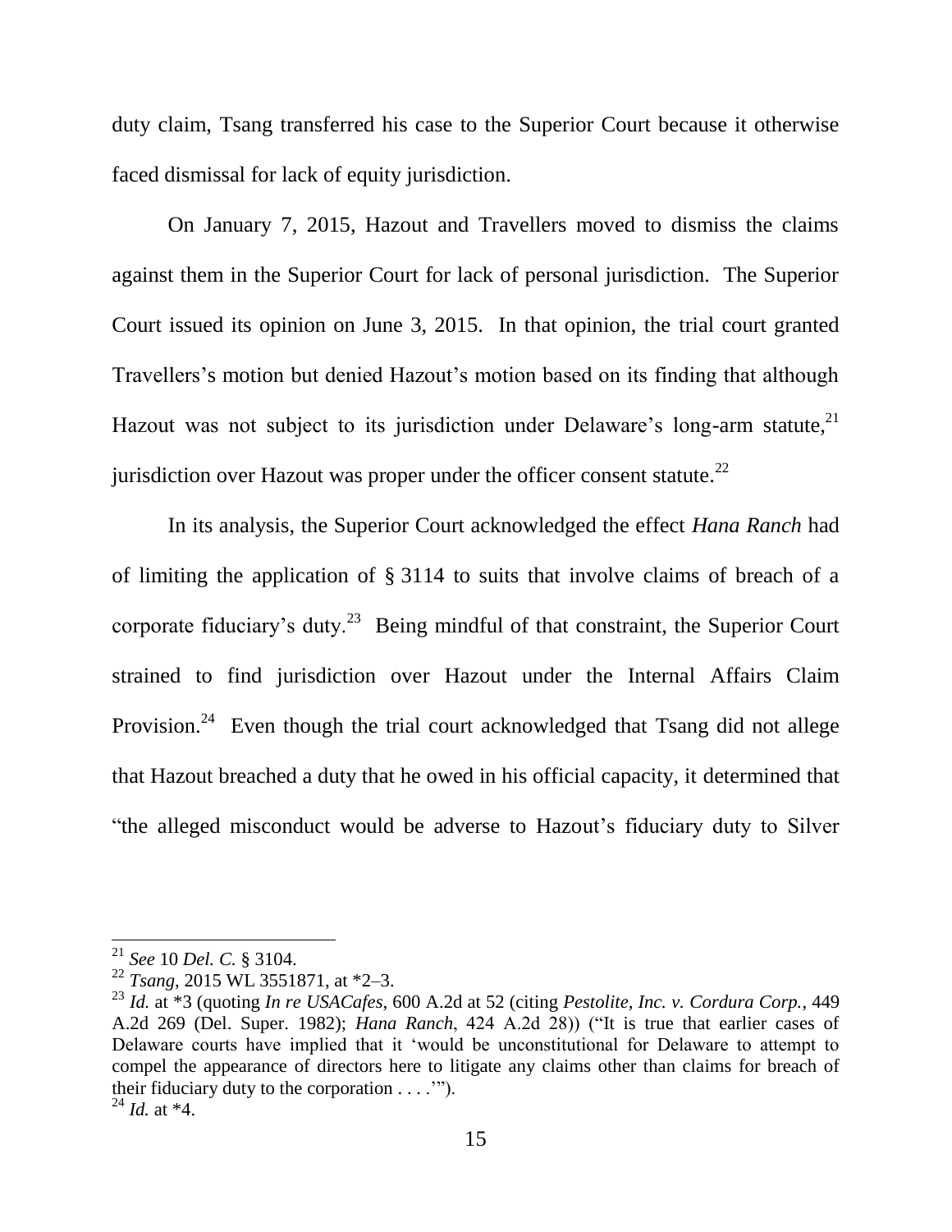duty claim, Tsang transferred his case to the Superior Court because it otherwise faced dismissal for lack of equity jurisdiction.

On January 7, 2015, Hazout and Travellers moved to dismiss the claims against them in the Superior Court for lack of personal jurisdiction. The Superior Court issued its opinion on June 3, 2015. In that opinion, the trial court granted Travellers's motion but denied Hazout's motion based on its finding that although Hazout was not subject to its jurisdiction under Delaware's long-arm statute,[21] jurisdiction over Hazout was proper under the officer consent statute.[22]

In its analysis, the Superior Court acknowledged the effect *Hana Ranch* had of limiting the application of § 3114 to suits that involve claims of breach of a corporate fiduciary's duty.[23] Being mindful of that constraint, the Superior Court strained to find jurisdiction over Hazout under the Internal Affairs Claim Provision.[24] Even though the trial court acknowledged that Tsang did not allege that Hazout breached a duty that he owed in his official capacity, it determined that "the alleged misconduct would be adverse to Hazout's fiduciary duty to Silver

---

[21] *See* 10 *Del. C.* § 3104.

[22] *Tsang*, 2015 WL 3551871, at *2–3.

[23] *Id.* at *3 (quoting *In re USACafes*, 600 A.2d at 52 (citing *Pestolite, Inc. v. Cordura Corp.*, 449 A.2d 269 (Del. Super. 1982); *Hana Ranch*, 424 A.2d 28)) ("It is true that earlier cases of Delaware courts have implied that it 'would be unconstitutional for Delaware to attempt to compel the appearance of directors here to litigate any claims other than claims for breach of their fiduciary duty to the corporation . . . .'").

[24] *Id.* at *4.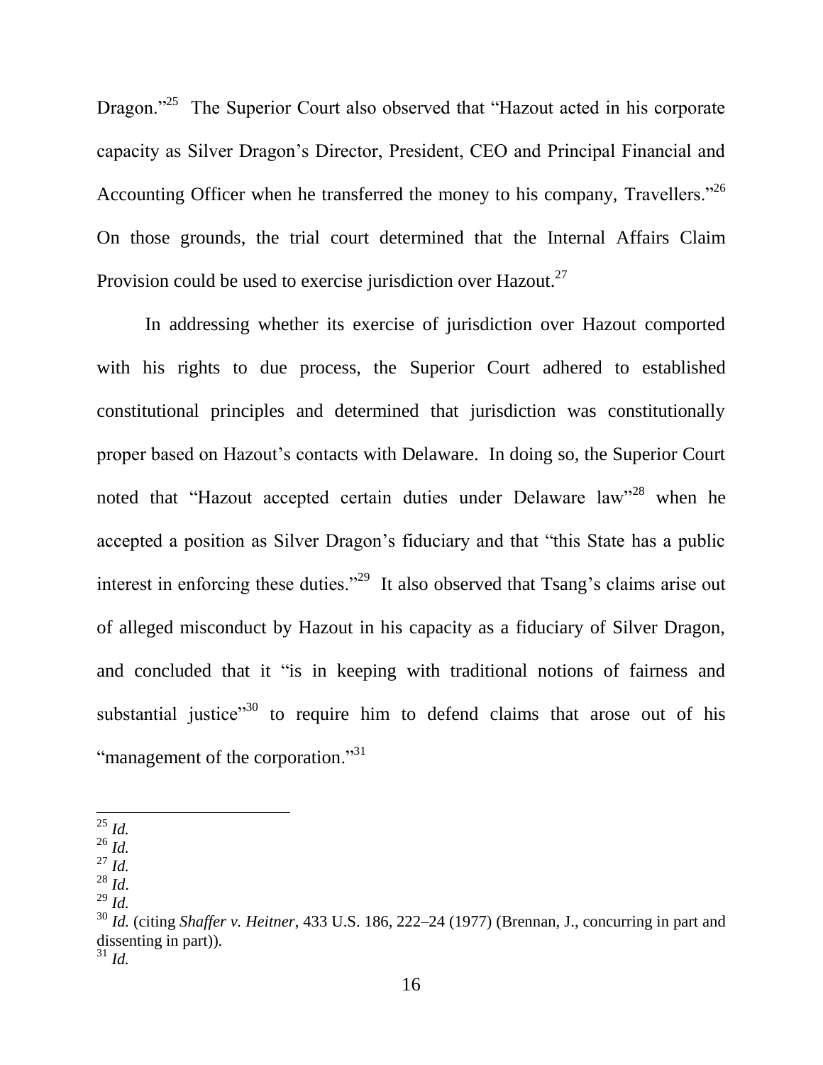Dragon."[25] The Superior Court also observed that "Hazout acted in his corporate capacity as Silver Dragon's Director, President, CEO and Principal Financial and Accounting Officer when he transferred the money to his company, Travellers."[26] On those grounds, the trial court determined that the Internal Affairs Claim Provision could be used to exercise jurisdiction over Hazout.[27]

In addressing whether its exercise of jurisdiction over Hazout comported with his rights to due process, the Superior Court adhered to established constitutional principles and determined that jurisdiction was constitutionally proper based on Hazout's contacts with Delaware. In doing so, the Superior Court noted that "Hazout accepted certain duties under Delaware law"[28] when he accepted a position as Silver Dragon's fiduciary and that "this State has a public interest in enforcing these duties."[29] It also observed that Tsang's claims arise out of alleged misconduct by Hazout in his capacity as a fiduciary of Silver Dragon, and concluded that it "is in keeping with traditional notions of fairness and substantial justice"[30] to require him to defend claims that arose out of his "management of the corporation."[31]

---

[25] *Id.*
[26] *Id.*
[27] *Id.*
[28] *Id*.
[29] *Id.*
[30] *Id.* (citing *Shaffer v. Heitner*, 433 U.S. 186, 222–24 (1977) (Brennan, J., concurring in part and dissenting in part)).
[31] *Id.*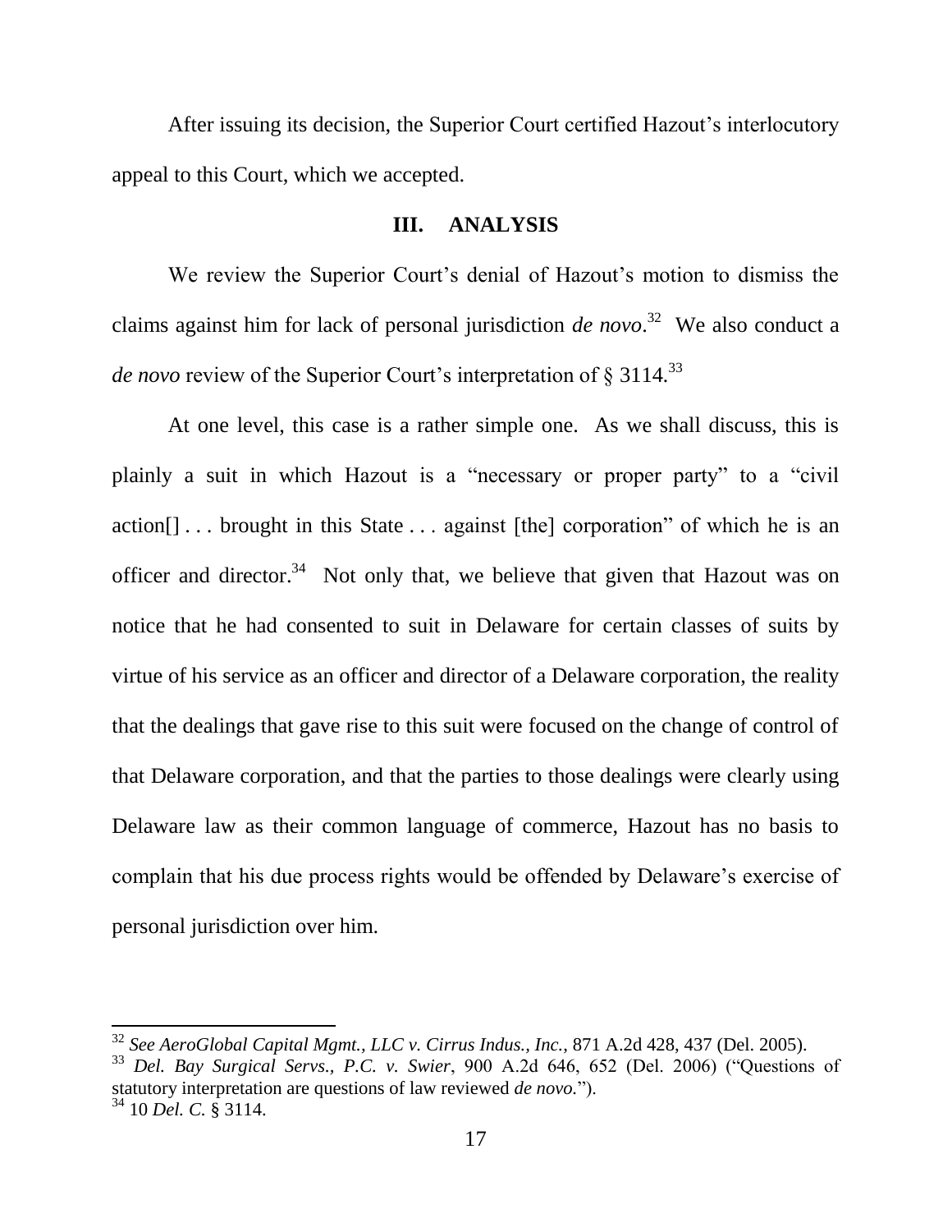After issuing its decision, the Superior Court certified Hazout's interlocutory appeal to this Court, which we accepted.

### III. ANALYSIS

We review the Superior Court's denial of Hazout's motion to dismiss the claims against him for lack of personal jurisdiction *de novo*.[32] We also conduct a *de novo* review of the Superior Court's interpretation of § 3114.[33]

At one level, this case is a rather simple one. As we shall discuss, this is plainly a suit in which Hazout is a "necessary or proper party" to a "civil action[] . . . brought in this State . . . against [the] corporation" of which he is an officer and director.[34] Not only that, we believe that given that Hazout was on notice that he had consented to suit in Delaware for certain classes of suits by virtue of his service as an officer and director of a Delaware corporation, the reality that the dealings that gave rise to this suit were focused on the change of control of that Delaware corporation, and that the parties to those dealings were clearly using Delaware law as their common language of commerce, Hazout has no basis to complain that his due process rights would be offended by Delaware's exercise of personal jurisdiction over him.

---

[32] *See AeroGlobal Capital Mgmt., LLC v. Cirrus Indus., Inc.*, 871 A.2d 428, 437 (Del. 2005).

[33] *Del. Bay Surgical Servs., P.C. v. Swier*, 900 A.2d 646, 652 (Del. 2006) ("Questions of statutory interpretation are questions of law reviewed *de novo.*").

[34] 10 *Del. C.* § 3114.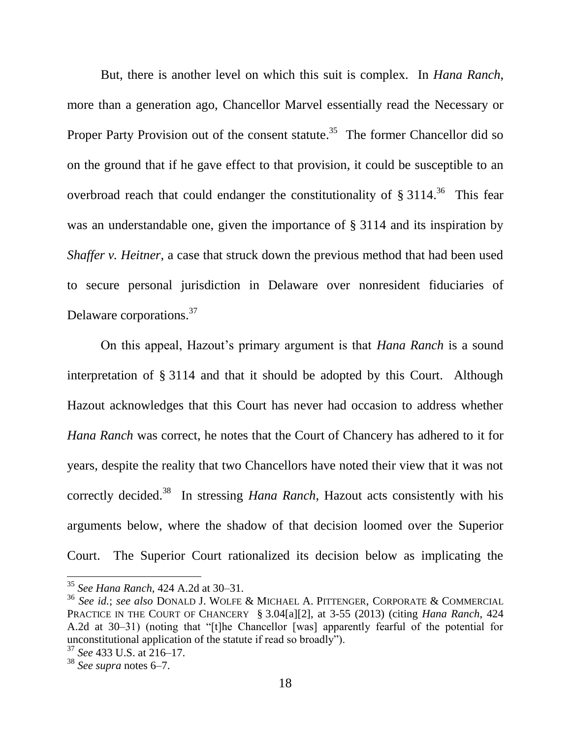But, there is another level on which this suit is complex. In *Hana Ranch*, more than a generation ago, Chancellor Marvel essentially read the Necessary or Proper Party Provision out of the consent statute.[35] The former Chancellor did so on the ground that if he gave effect to that provision, it could be susceptible to an overbroad reach that could endanger the constitutionality of § 3114.[36] This fear was an understandable one, given the importance of § 3114 and its inspiration by *Shaffer v. Heitner*, a case that struck down the previous method that had been used to secure personal jurisdiction in Delaware over nonresident fiduciaries of Delaware corporations.[37]

On this appeal, Hazout's primary argument is that *Hana Ranch* is a sound interpretation of § 3114 and that it should be adopted by this Court. Although Hazout acknowledges that this Court has never had occasion to address whether *Hana Ranch* was correct, he notes that the Court of Chancery has adhered to it for years, despite the reality that two Chancellors have noted their view that it was not correctly decided.[38] In stressing *Hana Ranch*, Hazout acts consistently with his arguments below, where the shadow of that decision loomed over the Superior Court. The Superior Court rationalized its decision below as implicating the

---

[35] *See Hana Ranch*, 424 A.2d at 30–31.

[36] *See id.*; *see also* DONALD J. WOLFE & MICHAEL A. PITTENGER, CORPORATE & COMMERCIAL PRACTICE IN THE COURT OF CHANCERY § 3.04[a][2], at 3-55 (2013) (citing *Hana Ranch*, 424 A.2d at 30–31) (noting that "[t]he Chancellor [was] apparently fearful of the potential for unconstitutional application of the statute if read so broadly").

[37] *See* 433 U.S. at 216–17.

[38] *See supra* notes 6–7.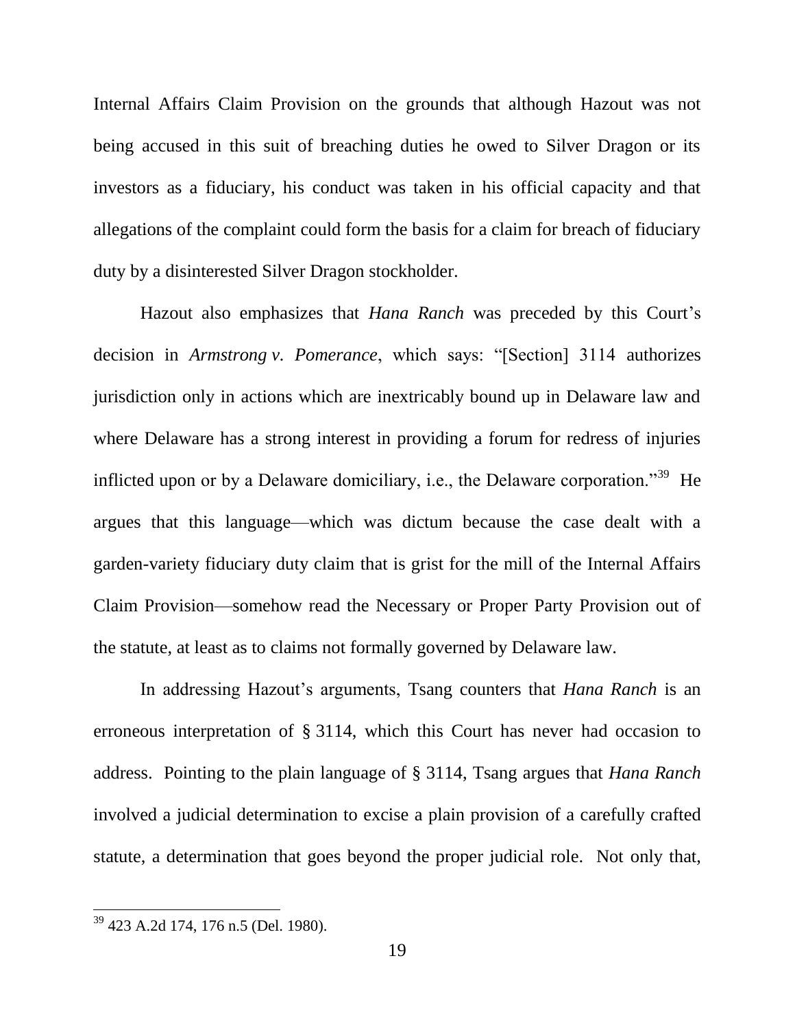Internal Affairs Claim Provision on the grounds that although Hazout was not being accused in this suit of breaching duties he owed to Silver Dragon or its investors as a fiduciary, his conduct was taken in his official capacity and that allegations of the complaint could form the basis for a claim for breach of fiduciary duty by a disinterested Silver Dragon stockholder.

Hazout also emphasizes that *Hana Ranch* was preceded by this Court's decision in *Armstrong v. Pomerance*, which says: "[Section] 3114 authorizes jurisdiction only in actions which are inextricably bound up in Delaware law and where Delaware has a strong interest in providing a forum for redress of injuries inflicted upon or by a Delaware domiciliary, i.e., the Delaware corporation."[39] He argues that this language—which was dictum because the case dealt with a garden-variety fiduciary duty claim that is grist for the mill of the Internal Affairs Claim Provision—somehow read the Necessary or Proper Party Provision out of the statute, at least as to claims not formally governed by Delaware law.

In addressing Hazout's arguments, Tsang counters that *Hana Ranch* is an erroneous interpretation of § 3114, which this Court has never had occasion to address. Pointing to the plain language of § 3114, Tsang argues that *Hana Ranch* involved a judicial determination to excise a plain provision of a carefully crafted statute, a determination that goes beyond the proper judicial role. Not only that,

---

[39] 423 A.2d 174, 176 n.5 (Del. 1980).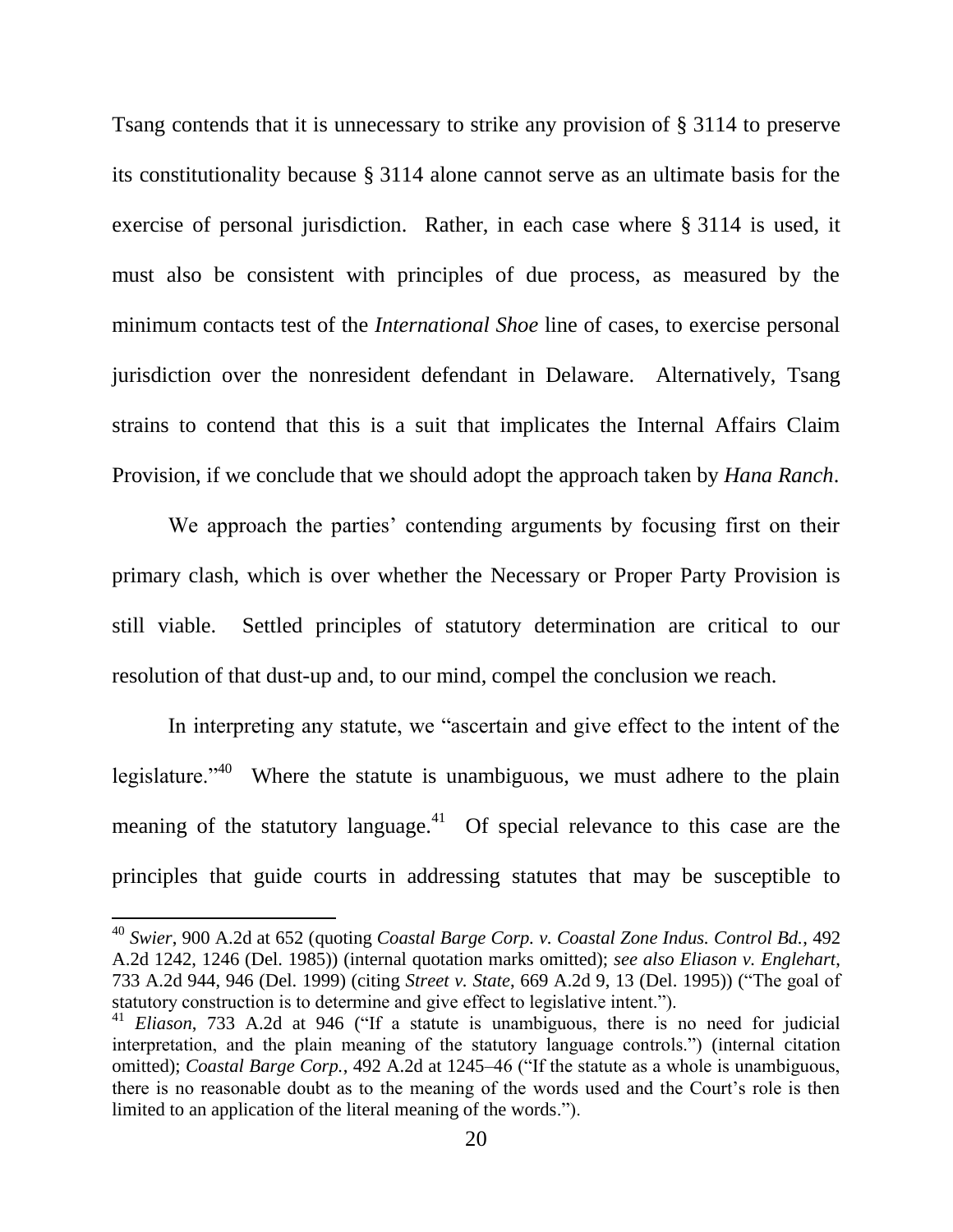Tsang contends that it is unnecessary to strike any provision of § 3114 to preserve its constitutionality because § 3114 alone cannot serve as an ultimate basis for the exercise of personal jurisdiction. Rather, in each case where § 3114 is used, it must also be consistent with principles of due process, as measured by the minimum contacts test of the *International Shoe* line of cases, to exercise personal jurisdiction over the nonresident defendant in Delaware. Alternatively, Tsang strains to contend that this is a suit that implicates the Internal Affairs Claim Provision, if we conclude that we should adopt the approach taken by *Hana Ranch*.

We approach the parties' contending arguments by focusing first on their primary clash, which is over whether the Necessary or Proper Party Provision is still viable. Settled principles of statutory determination are critical to our resolution of that dust-up and, to our mind, compel the conclusion we reach.

In interpreting any statute, we "ascertain and give effect to the intent of the legislature."[40] Where the statute is unambiguous, we must adhere to the plain meaning of the statutory language.[41] Of special relevance to this case are the principles that guide courts in addressing statutes that may be susceptible to

---

[40] *Swier*, 900 A.2d at 652 (quoting *Coastal Barge Corp. v. Coastal Zone Indus. Control Bd.*, 492 A.2d 1242, 1246 (Del. 1985)) (internal quotation marks omitted); *see also Eliason v. Englehart*, 733 A.2d 944, 946 (Del. 1999) (citing *Street v. State*, 669 A.2d 9, 13 (Del. 1995)) ("The goal of statutory construction is to determine and give effect to legislative intent.").

[41] *Eliason*, 733 A.2d at 946 ("If a statute is unambiguous, there is no need for judicial interpretation, and the plain meaning of the statutory language controls.") (internal citation omitted); *Coastal Barge Corp.*, 492 A.2d at 1245–46 ("If the statute as a whole is unambiguous, there is no reasonable doubt as to the meaning of the words used and the Court's role is then limited to an application of the literal meaning of the words.").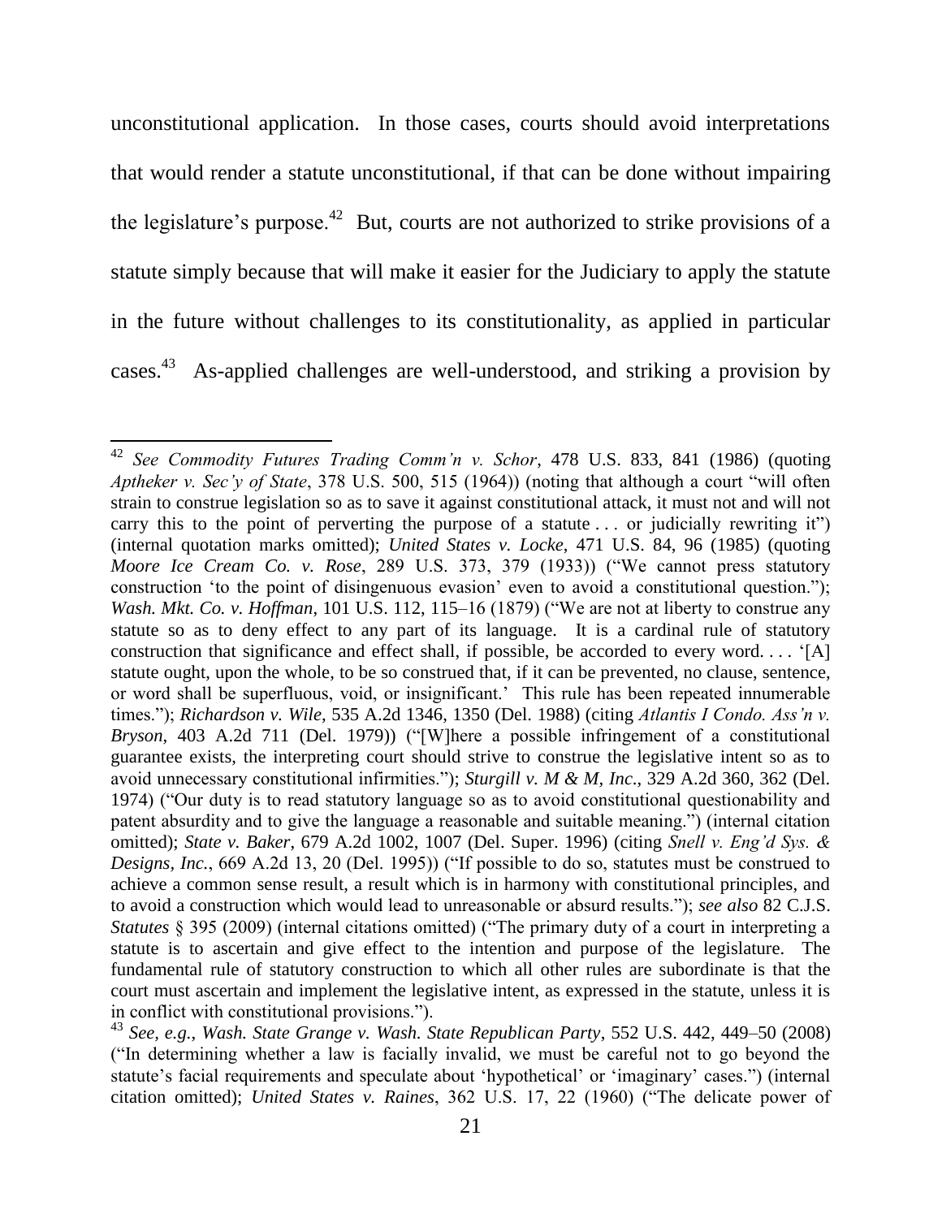unconstitutional application. In those cases, courts should avoid interpretations that would render a statute unconstitutional, if that can be done without impairing the legislature's purpose.[42] But, courts are not authorized to strike provisions of a statute simply because that will make it easier for the Judiciary to apply the statute in the future without challenges to its constitutionality, as applied in particular cases.[43] As-applied challenges are well-understood, and striking a provision by

---

[42] *See Commodity Futures Trading Comm'n v. Schor*, 478 U.S. 833, 841 (1986) (quoting *Aptheker v. Sec'y of State*, 378 U.S. 500, 515 (1964)) (noting that although a court "will often strain to construe legislation so as to save it against constitutional attack, it must not and will not carry this to the point of perverting the purpose of a statute . . . or judicially rewriting it") (internal quotation marks omitted); *United States v. Locke*, 471 U.S. 84, 96 (1985) (quoting *Moore Ice Cream Co. v. Rose*, 289 U.S. 373, 379 (1933)) ("We cannot press statutory construction 'to the point of disingenuous evasion' even to avoid a constitutional question."); *Wash. Mkt. Co. v. Hoffman*, 101 U.S. 112, 115–16 (1879) ("We are not at liberty to construe any statute so as to deny effect to any part of its language. It is a cardinal rule of statutory construction that significance and effect shall, if possible, be accorded to every word. . . . '[A] statute ought, upon the whole, to be so construed that, if it can be prevented, no clause, sentence, or word shall be superfluous, void, or insignificant.' This rule has been repeated innumerable times."); *Richardson v. Wile*, 535 A.2d 1346, 1350 (Del. 1988) (citing *Atlantis I Condo. Ass'n v. Bryson*, 403 A.2d 711 (Del. 1979)) ("[W]here a possible infringement of a constitutional guarantee exists, the interpreting court should strive to construe the legislative intent so as to avoid unnecessary constitutional infirmities."); *Sturgill v. M & M, Inc.*, 329 A.2d 360, 362 (Del. 1974) ("Our duty is to read statutory language so as to avoid constitutional questionability and patent absurdity and to give the language a reasonable and suitable meaning.") (internal citation omitted); *State v. Baker*, 679 A.2d 1002, 1007 (Del. Super. 1996) (citing *Snell v. Eng'd Sys. & Designs, Inc.*, 669 A.2d 13, 20 (Del. 1995)) ("If possible to do so, statutes must be construed to achieve a common sense result, a result which is in harmony with constitutional principles, and to avoid a construction which would lead to unreasonable or absurd results."); *see also* 82 C.J.S. *Statutes* § 395 (2009) (internal citations omitted) ("The primary duty of a court in interpreting a statute is to ascertain and give effect to the intention and purpose of the legislature. The fundamental rule of statutory construction to which all other rules are subordinate is that the court must ascertain and implement the legislative intent, as expressed in the statute, unless it is in conflict with constitutional provisions.").

[43] *See, e.g.*, *Wash. State Grange v. Wash. State Republican Party*, 552 U.S. 442, 449–50 (2008) ("In determining whether a law is facially invalid, we must be careful not to go beyond the statute's facial requirements and speculate about 'hypothetical' or 'imaginary' cases.") (internal citation omitted); *United States v. Raines*, 362 U.S. 17, 22 (1960) ("The delicate power of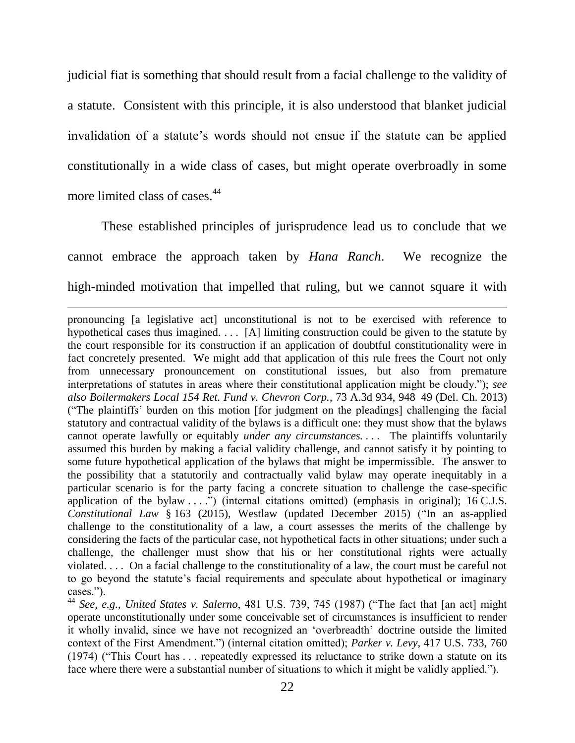judicial fiat is something that should result from a facial challenge to the validity of a statute. Consistent with this principle, it is also understood that blanket judicial invalidation of a statute's words should not ensue if the statute can be applied constitutionally in a wide class of cases, but might operate overbroadly in some more limited class of cases.[44]

These established principles of jurisprudence lead us to conclude that we cannot embrace the approach taken by *Hana Ranch*. We recognize the high-minded motivation that impelled that ruling, but we cannot square it with

---

pronouncing [a legislative act] unconstitutional is not to be exercised with reference to hypothetical cases thus imagined. . . . [A] limiting construction could be given to the statute by the court responsible for its construction if an application of doubtful constitutionality were in fact concretely presented. We might add that application of this rule frees the Court not only from unnecessary pronouncement on constitutional issues, but also from premature interpretations of statutes in areas where their constitutional application might be cloudy."); *see also Boilermakers Local 154 Ret. Fund v. Chevron Corp.*, 73 A.3d 934, 948–49 (Del. Ch. 2013) ("The plaintiffs' burden on this motion [for judgment on the pleadings] challenging the facial statutory and contractual validity of the bylaws is a difficult one: they must show that the bylaws cannot operate lawfully or equitably *under any circumstances*. . . . The plaintiffs voluntarily assumed this burden by making a facial validity challenge, and cannot satisfy it by pointing to some future hypothetical application of the bylaws that might be impermissible. The answer to the possibility that a statutorily and contractually valid bylaw may operate inequitably in a particular scenario is for the party facing a concrete situation to challenge the case-specific application of the bylaw . . . .") (internal citations omitted) (emphasis in original); 16 C.J.S. *Constitutional Law* § 163 (2015), Westlaw (updated December 2015) ("In an as-applied challenge to the constitutionality of a law, a court assesses the merits of the challenge by considering the facts of the particular case, not hypothetical facts in other situations; under such a challenge, the challenger must show that his or her constitutional rights were actually violated. . . . On a facial challenge to the constitutionality of a law, the court must be careful not to go beyond the statute's facial requirements and speculate about hypothetical or imaginary cases.").

[44] *See, e.g.*, *United States v. Salerno*, 481 U.S. 739, 745 (1987) ("The fact that [an act] might operate unconstitutionally under some conceivable set of circumstances is insufficient to render it wholly invalid, since we have not recognized an 'overbreadth' doctrine outside the limited context of the First Amendment.") (internal citation omitted); *Parker v. Levy*, 417 U.S. 733, 760 (1974) ("This Court has . . . repeatedly expressed its reluctance to strike down a statute on its face where there were a substantial number of situations to which it might be validly applied.").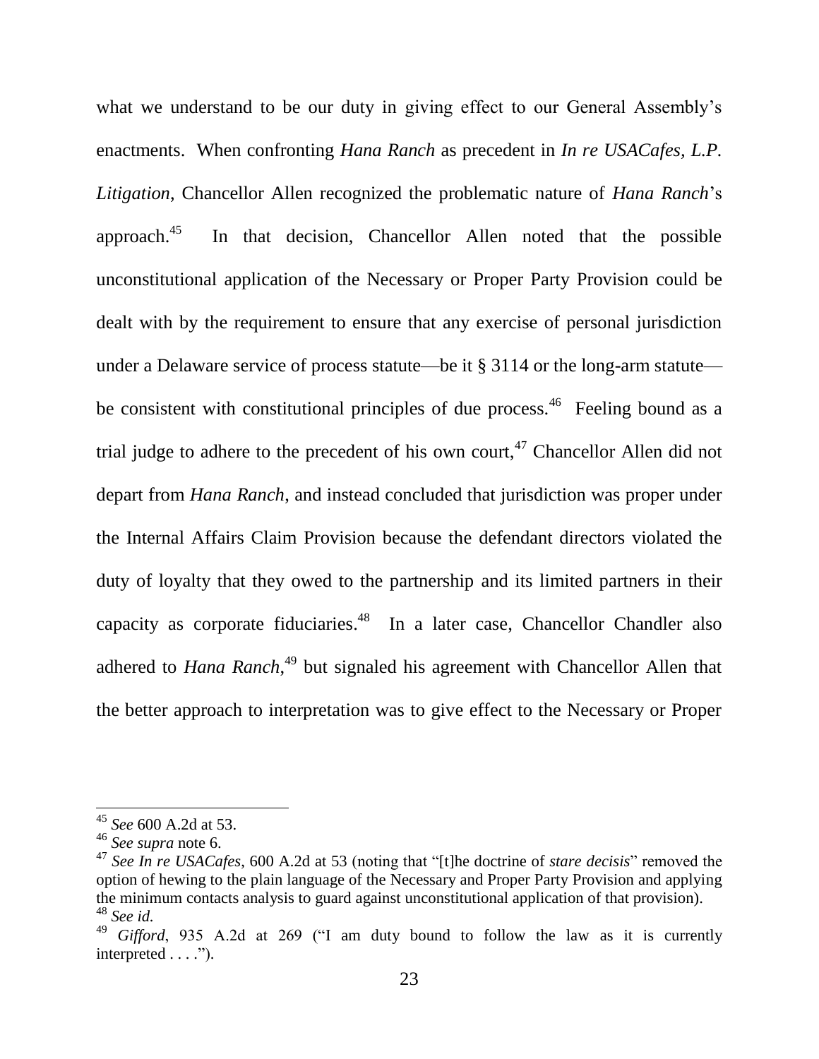what we understand to be our duty in giving effect to our General Assembly's enactments. When confronting *Hana Ranch* as precedent in *In re USACafes, L.P. Litigation*, Chancellor Allen recognized the problematic nature of *Hana Ranch*'s approach.[45] In that decision, Chancellor Allen noted that the possible unconstitutional application of the Necessary or Proper Party Provision could be dealt with by the requirement to ensure that any exercise of personal jurisdiction under a Delaware service of process statute—be it § 3114 or the long-arm statute—be consistent with constitutional principles of due process.[46] Feeling bound as a trial judge to adhere to the precedent of his own court,[47] Chancellor Allen did not depart from *Hana Ranch*, and instead concluded that jurisdiction was proper under the Internal Affairs Claim Provision because the defendant directors violated the duty of loyalty that they owed to the partnership and its limited partners in their capacity as corporate fiduciaries.[48] In a later case, Chancellor Chandler also adhered to *Hana Ranch*,[49] but signaled his agreement with Chancellor Allen that the better approach to interpretation was to give effect to the Necessary or Proper

---

[45] *See* 600 A.2d at 53.

[46] *See supra* note 6.

[47] *See In re USACafes*, 600 A.2d at 53 (noting that "[t]he doctrine of *stare decisis*" removed the option of hewing to the plain language of the Necessary and Proper Party Provision and applying the minimum contacts analysis to guard against unconstitutional application of that provision).

[48] *See id.*

[49] *Gifford*, 935 A.2d at 269 ("I am duty bound to follow the law as it is currently interpreted . . . .").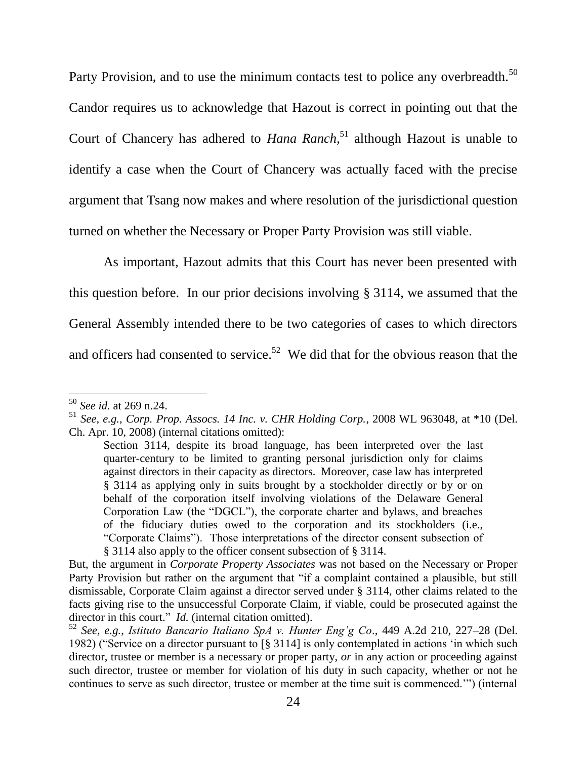Party Provision, and to use the minimum contacts test to police any overbreadth.[50] Candor requires us to acknowledge that Hazout is correct in pointing out that the Court of Chancery has adhered to *Hana Ranch*,[51] although Hazout is unable to identify a case when the Court of Chancery was actually faced with the precise argument that Tsang now makes and where resolution of the jurisdictional question turned on whether the Necessary or Proper Party Provision was still viable.

As important, Hazout admits that this Court has never been presented with this question before. In our prior decisions involving § 3114, we assumed that the General Assembly intended there to be two categories of cases to which directors and officers had consented to service.[52] We did that for the obvious reason that the

---

[50] *See id.* at 269 n.24.

[51] *See, e.g.*, *Corp. Prop. Assocs. 14 Inc. v. CHR Holding Corp.*, 2008 WL 963048, at *10 (Del. Ch. Apr. 10, 2008) (internal citations omitted):

> Section 3114, despite its broad language, has been interpreted over the last quarter-century to be limited to granting personal jurisdiction only for claims against directors in their capacity as directors. Moreover, case law has interpreted § 3114 as applying only in suits brought by a stockholder directly or by or on behalf of the corporation itself involving violations of the Delaware General Corporation Law (the "DGCL"), the corporate charter and bylaws, and breaches of the fiduciary duties owed to the corporation and its stockholders (i.e., "Corporate Claims"). Those interpretations of the director consent subsection of § 3114 also apply to the officer consent subsection of § 3114.

But, the argument in *Corporate Property Associates* was not based on the Necessary or Proper Party Provision but rather on the argument that "if a complaint contained a plausible, but still dismissable, Corporate Claim against a director served under § 3114, other claims related to the facts giving rise to the unsuccessful Corporate Claim, if viable, could be prosecuted against the director in this court." *Id.* (internal citation omitted).

[52] *See, e.g.*, *Istituto Bancario Italiano SpA v. Hunter Eng'g Co*., 449 A.2d 210, 227–28 (Del. 1982) ("Service on a director pursuant to [§ 3114] is only contemplated in actions 'in which such director, trustee or member is a necessary or proper party, *or* in any action or proceeding against such director, trustee or member for violation of his duty in such capacity, whether or not he continues to serve as such director, trustee or member at the time suit is commenced.'") (internal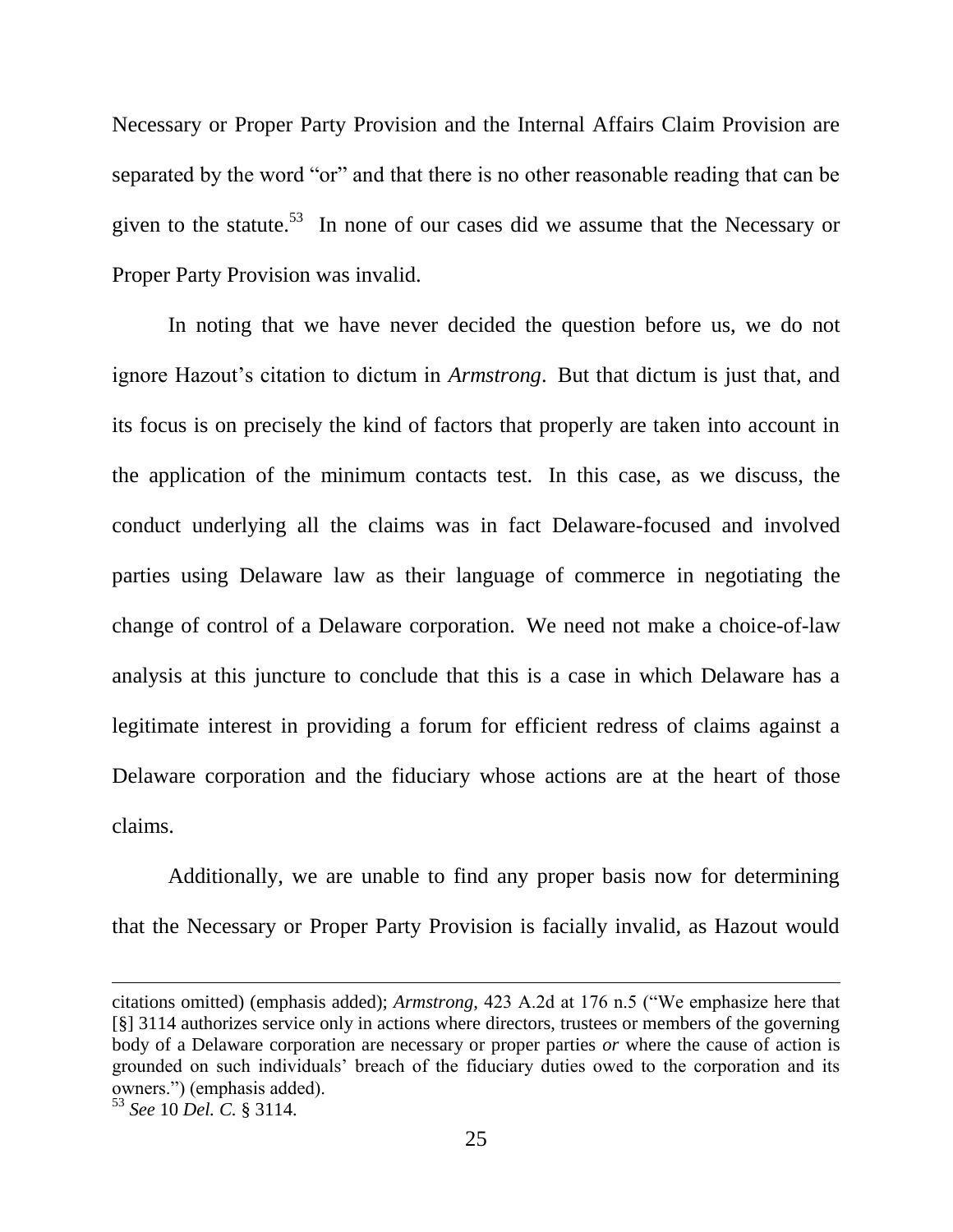Necessary or Proper Party Provision and the Internal Affairs Claim Provision are separated by the word "or" and that there is no other reasonable reading that can be given to the statute.[53] In none of our cases did we assume that the Necessary or Proper Party Provision was invalid.

In noting that we have never decided the question before us, we do not ignore Hazout's citation to dictum in *Armstrong*. But that dictum is just that, and its focus is on precisely the kind of factors that properly are taken into account in the application of the minimum contacts test. In this case, as we discuss, the conduct underlying all the claims was in fact Delaware-focused and involved parties using Delaware law as their language of commerce in negotiating the change of control of a Delaware corporation. We need not make a choice-of-law analysis at this juncture to conclude that this is a case in which Delaware has a legitimate interest in providing a forum for efficient redress of claims against a Delaware corporation and the fiduciary whose actions are at the heart of those claims.

Additionally, we are unable to find any proper basis now for determining that the Necessary or Proper Party Provision is facially invalid, as Hazout would

---

citations omitted) (emphasis added); *Armstrong*, 423 A.2d at 176 n.5 ("We emphasize here that [§] 3114 authorizes service only in actions where directors, trustees or members of the governing body of a Delaware corporation are necessary or proper parties *or* where the cause of action is grounded on such individuals' breach of the fiduciary duties owed to the corporation and its owners.") (emphasis added).

[53] *See* 10 *Del. C.* § 3114.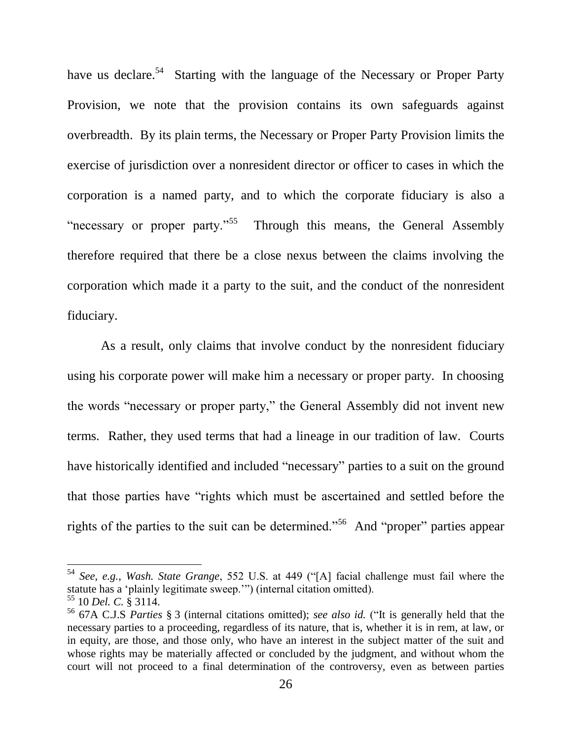have us declare.[54] Starting with the language of the Necessary or Proper Party Provision, we note that the provision contains its own safeguards against overbreadth. By its plain terms, the Necessary or Proper Party Provision limits the exercise of jurisdiction over a nonresident director or officer to cases in which the corporation is a named party, and to which the corporate fiduciary is also a "necessary or proper party."[55] Through this means, the General Assembly therefore required that there be a close nexus between the claims involving the corporation which made it a party to the suit, and the conduct of the nonresident fiduciary.

As a result, only claims that involve conduct by the nonresident fiduciary using his corporate power will make him a necessary or proper party. In choosing the words "necessary or proper party," the General Assembly did not invent new terms. Rather, they used terms that had a lineage in our tradition of law. Courts have historically identified and included "necessary" parties to a suit on the ground that those parties have "rights which must be ascertained and settled before the rights of the parties to the suit can be determined."[56] And "proper" parties appear

---

[54] *See, e.g.*, *Wash. State Grange*, 552 U.S. at 449 ("[A] facial challenge must fail where the statute has a 'plainly legitimate sweep.'") (internal citation omitted).

[55] 10 *Del. C.* § 3114.

[56] 67A C.J.S *Parties* § 3 (internal citations omitted); *see also id.* ("It is generally held that the necessary parties to a proceeding, regardless of its nature, that is, whether it is in rem, at law, or in equity, are those, and those only, who have an interest in the subject matter of the suit and whose rights may be materially affected or concluded by the judgment, and without whom the court will not proceed to a final determination of the controversy, even as between parties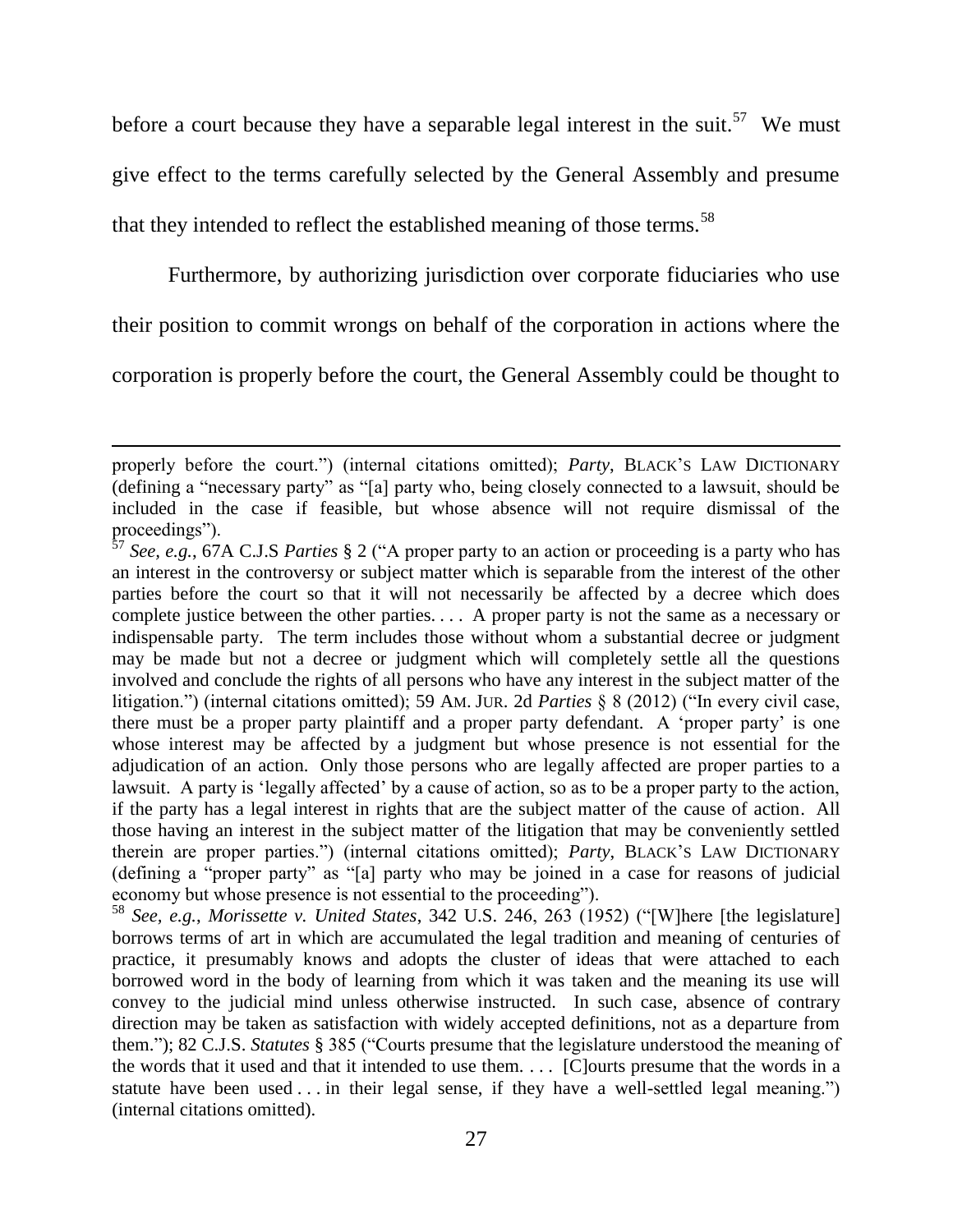before a court because they have a separable legal interest in the suit.[57] We must give effect to the terms carefully selected by the General Assembly and presume that they intended to reflect the established meaning of those terms.[58]

Furthermore, by authorizing jurisdiction over corporate fiduciaries who use their position to commit wrongs on behalf of the corporation in actions where the corporation is properly before the court, the General Assembly could be thought to

---

properly before the court.") (internal citations omitted); *Party*, BLACK'S LAW DICTIONARY (defining a "necessary party" as "[a] party who, being closely connected to a lawsuit, should be included in the case if feasible, but whose absence will not require dismissal of the proceedings").

[57] *See, e.g.*, 67A C.J.S *Parties* § 2 ("A proper party to an action or proceeding is a party who has an interest in the controversy or subject matter which is separable from the interest of the other parties before the court so that it will not necessarily be affected by a decree which does complete justice between the other parties. . . . A proper party is not the same as a necessary or indispensable party. The term includes those without whom a substantial decree or judgment may be made but not a decree or judgment which will completely settle all the questions involved and conclude the rights of all persons who have any interest in the subject matter of the litigation.") (internal citations omitted); 59 AM. JUR. 2d *Parties* § 8 (2012) ("In every civil case, there must be a proper party plaintiff and a proper party defendant. A 'proper party' is one whose interest may be affected by a judgment but whose presence is not essential for the adjudication of an action. Only those persons who are legally affected are proper parties to a lawsuit. A party is 'legally affected' by a cause of action, so as to be a proper party to the action, if the party has a legal interest in rights that are the subject matter of the cause of action. All those having an interest in the subject matter of the litigation that may be conveniently settled therein are proper parties.") (internal citations omitted); *Party*, BLACK'S LAW DICTIONARY (defining a "proper party" as "[a] party who may be joined in a case for reasons of judicial economy but whose presence is not essential to the proceeding").

[58] *See, e.g.*, *Morissette v. United States*, 342 U.S. 246, 263 (1952) ("[W]here [the legislature] borrows terms of art in which are accumulated the legal tradition and meaning of centuries of practice, it presumably knows and adopts the cluster of ideas that were attached to each borrowed word in the body of learning from which it was taken and the meaning its use will convey to the judicial mind unless otherwise instructed. In such case, absence of contrary direction may be taken as satisfaction with widely accepted definitions, not as a departure from them."); 82 C.J.S. *Statutes* § 385 ("Courts presume that the legislature understood the meaning of the words that it used and that it intended to use them. . . . [C]ourts presume that the words in a statute have been used . . . in their legal sense, if they have a well-settled legal meaning.") (internal citations omitted).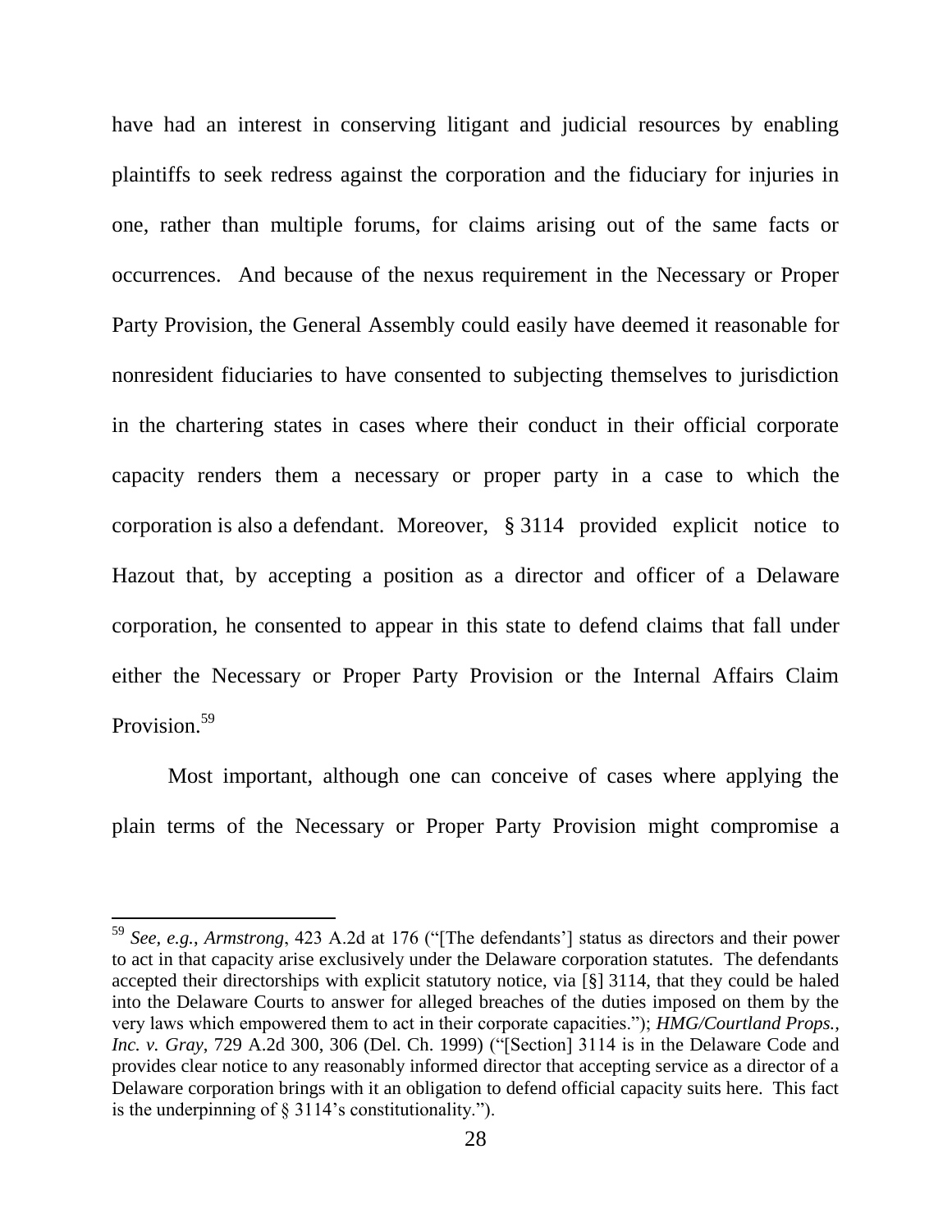have had an interest in conserving litigant and judicial resources by enabling plaintiffs to seek redress against the corporation and the fiduciary for injuries in one, rather than multiple forums, for claims arising out of the same facts or occurrences. And because of the nexus requirement in the Necessary or Proper Party Provision, the General Assembly could easily have deemed it reasonable for nonresident fiduciaries to have consented to subjecting themselves to jurisdiction in the chartering states in cases where their conduct in their official corporate capacity renders them a necessary or proper party in a case to which the corporation is also a defendant. Moreover, § 3114 provided explicit notice to Hazout that, by accepting a position as a director and officer of a Delaware corporation, he consented to appear in this state to defend claims that fall under either the Necessary or Proper Party Provision or the Internal Affairs Claim Provision.[59]

Most important, although one can conceive of cases where applying the plain terms of the Necessary or Proper Party Provision might compromise a

---

[59] *See, e.g.*, *Armstrong*, 423 A.2d at 176 ("[The defendants'] status as directors and their power to act in that capacity arise exclusively under the Delaware corporation statutes. The defendants accepted their directorships with explicit statutory notice, via [§] 3114, that they could be haled into the Delaware Courts to answer for alleged breaches of the duties imposed on them by the very laws which empowered them to act in their corporate capacities."); *HMG/Courtland Props., Inc. v. Gray*, 729 A.2d 300, 306 (Del. Ch. 1999) ("[Section] 3114 is in the Delaware Code and provides clear notice to any reasonably informed director that accepting service as a director of a Delaware corporation brings with it an obligation to defend official capacity suits here. This fact is the underpinning of § 3114's constitutionality.").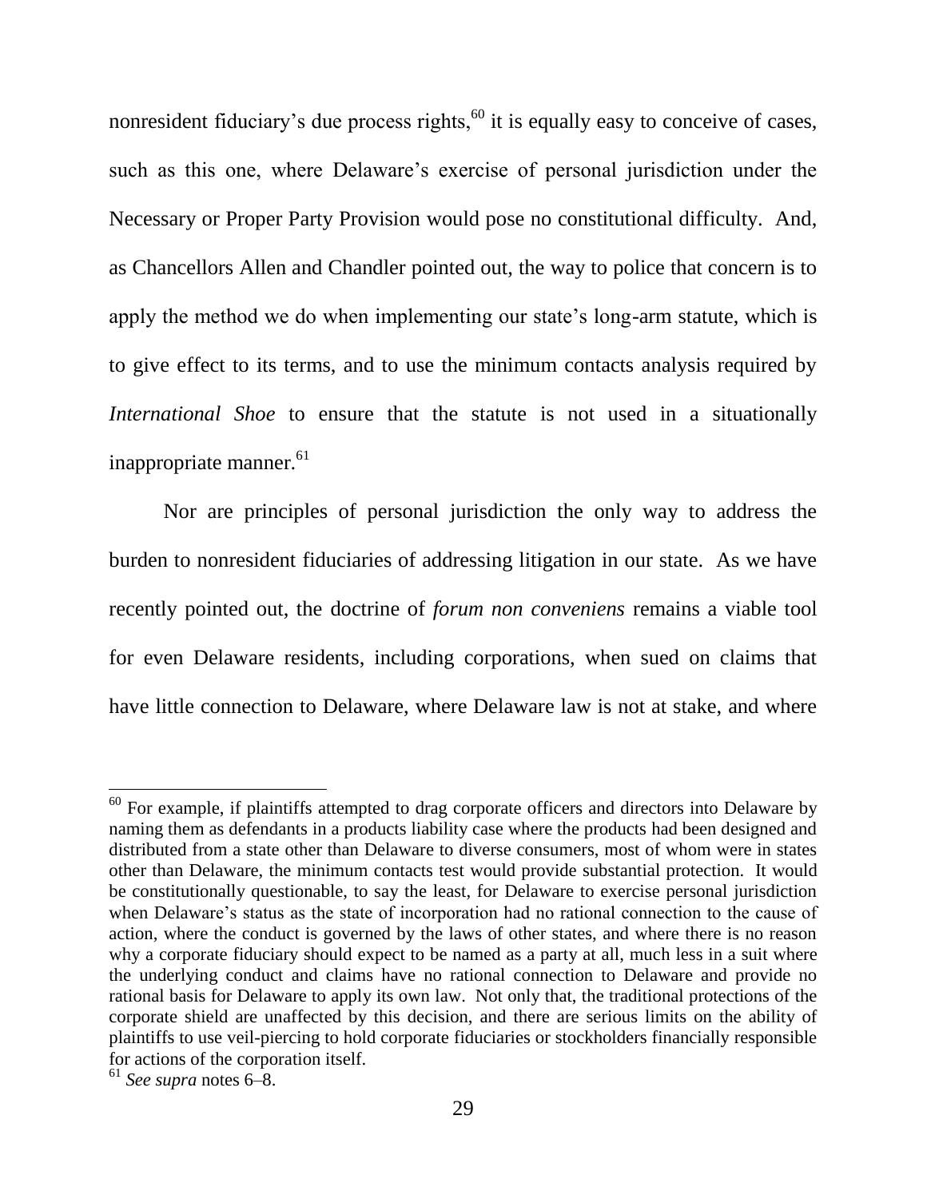nonresident fiduciary's due process rights,[60] it is equally easy to conceive of cases, such as this one, where Delaware's exercise of personal jurisdiction under the Necessary or Proper Party Provision would pose no constitutional difficulty. And, as Chancellors Allen and Chandler pointed out, the way to police that concern is to apply the method we do when implementing our state's long-arm statute, which is to give effect to its terms, and to use the minimum contacts analysis required by *International Shoe* to ensure that the statute is not used in a situationally inappropriate manner.[61]

Nor are principles of personal jurisdiction the only way to address the burden to nonresident fiduciaries of addressing litigation in our state. As we have recently pointed out, the doctrine of *forum non conveniens* remains a viable tool for even Delaware residents, including corporations, when sued on claims that have little connection to Delaware, where Delaware law is not at stake, and where

---

[60] For example, if plaintiffs attempted to drag corporate officers and directors into Delaware by naming them as defendants in a products liability case where the products had been designed and distributed from a state other than Delaware to diverse consumers, most of whom were in states other than Delaware, the minimum contacts test would provide substantial protection. It would be constitutionally questionable, to say the least, for Delaware to exercise personal jurisdiction when Delaware's status as the state of incorporation had no rational connection to the cause of action, where the conduct is governed by the laws of other states, and where there is no reason why a corporate fiduciary should expect to be named as a party at all, much less in a suit where the underlying conduct and claims have no rational connection to Delaware and provide no rational basis for Delaware to apply its own law. Not only that, the traditional protections of the corporate shield are unaffected by this decision, and there are serious limits on the ability of plaintiffs to use veil-piercing to hold corporate fiduciaries or stockholders financially responsible for actions of the corporation itself.

[61] *See supra* notes 6–8.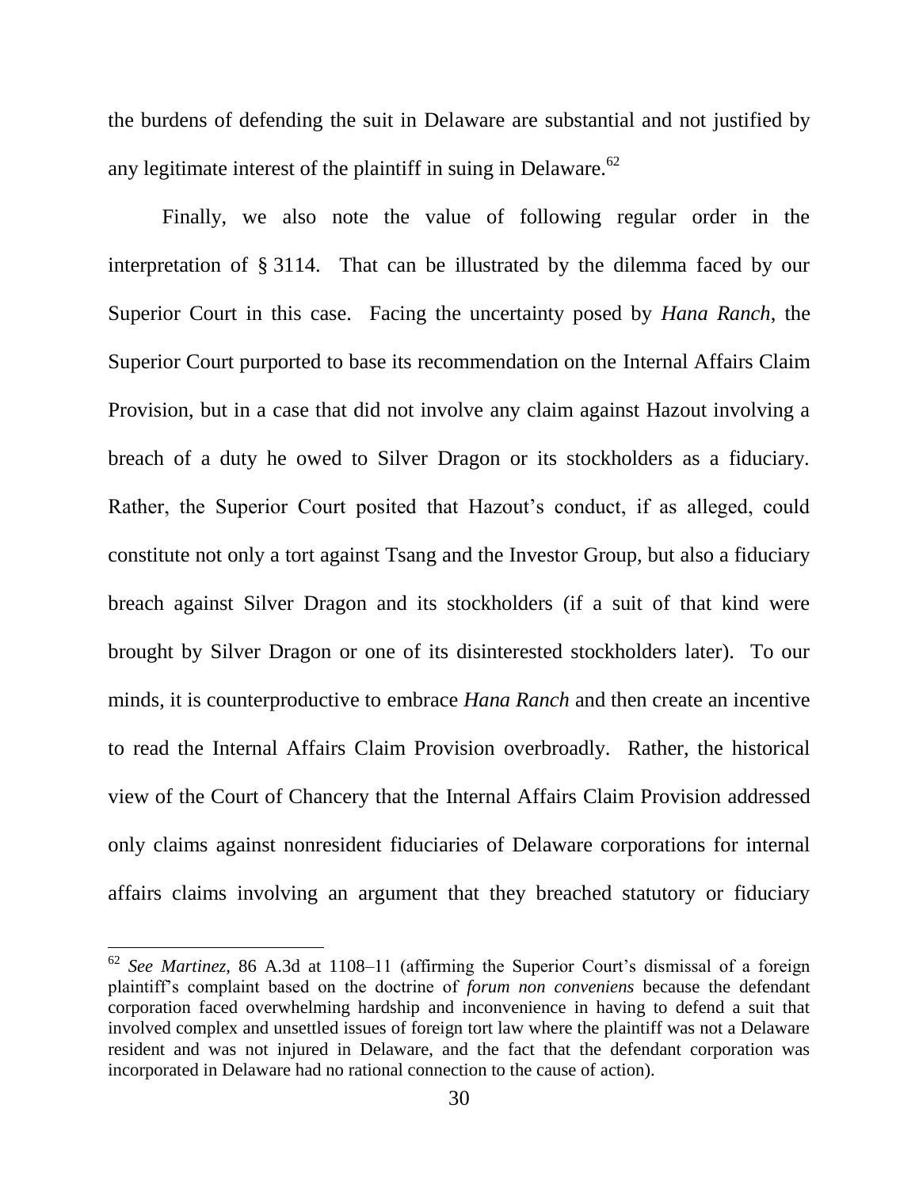the burdens of defending the suit in Delaware are substantial and not justified by any legitimate interest of the plaintiff in suing in Delaware.[62]

Finally, we also note the value of following regular order in the interpretation of § 3114. That can be illustrated by the dilemma faced by our Superior Court in this case. Facing the uncertainty posed by *Hana Ranch*, the Superior Court purported to base its recommendation on the Internal Affairs Claim Provision, but in a case that did not involve any claim against Hazout involving a breach of a duty he owed to Silver Dragon or its stockholders as a fiduciary. Rather, the Superior Court posited that Hazout's conduct, if as alleged, could constitute not only a tort against Tsang and the Investor Group, but also a fiduciary breach against Silver Dragon and its stockholders (if a suit of that kind were brought by Silver Dragon or one of its disinterested stockholders later). To our minds, it is counterproductive to embrace *Hana Ranch* and then create an incentive to read the Internal Affairs Claim Provision overbroadly. Rather, the historical view of the Court of Chancery that the Internal Affairs Claim Provision addressed only claims against nonresident fiduciaries of Delaware corporations for internal affairs claims involving an argument that they breached statutory or fiduciary

---

[62] *See Martinez*, 86 A.3d at 1108–11 (affirming the Superior Court's dismissal of a foreign plaintiff's complaint based on the doctrine of *forum non conveniens* because the defendant corporation faced overwhelming hardship and inconvenience in having to defend a suit that involved complex and unsettled issues of foreign tort law where the plaintiff was not a Delaware resident and was not injured in Delaware, and the fact that the defendant corporation was incorporated in Delaware had no rational connection to the cause of action).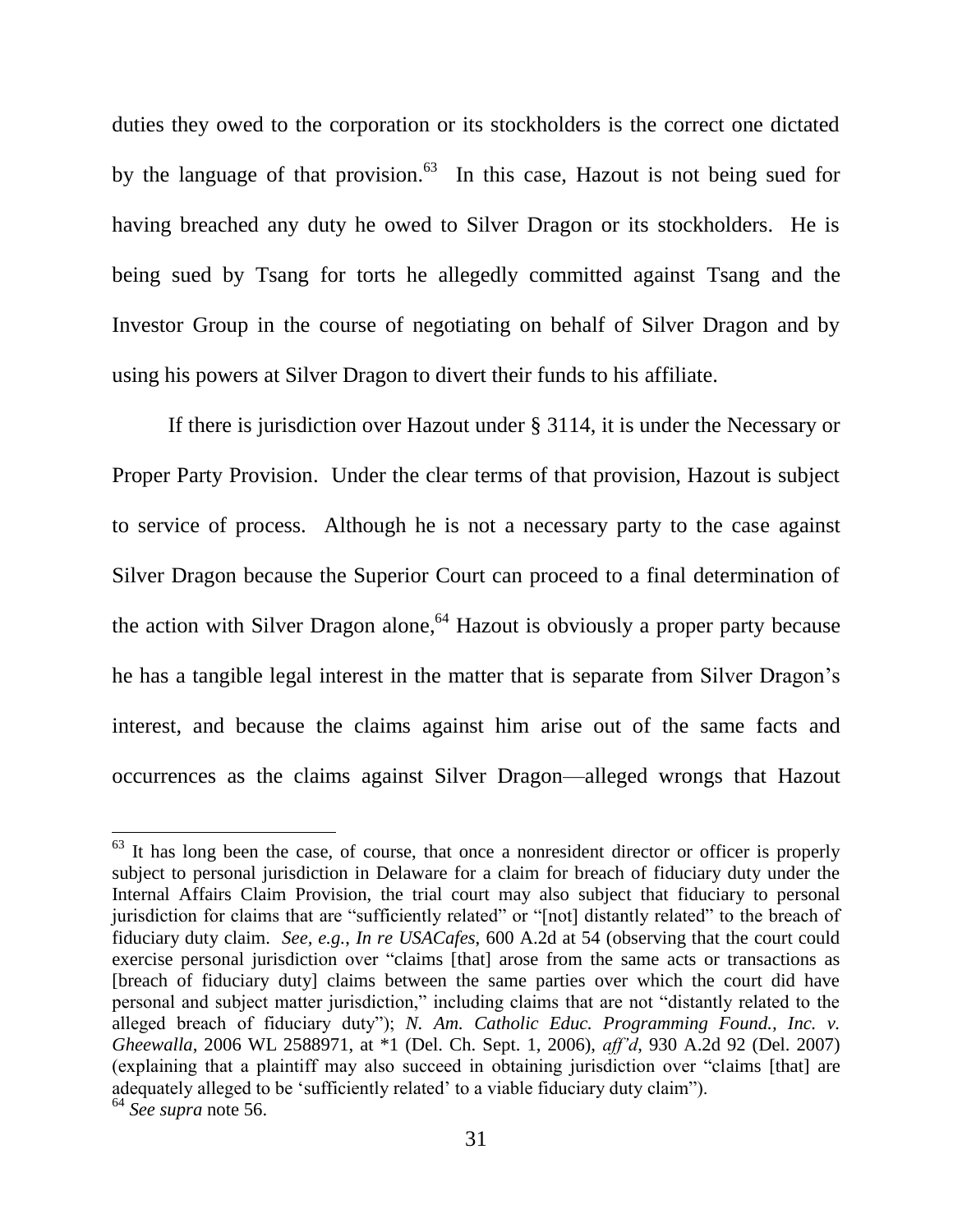duties they owed to the corporation or its stockholders is the correct one dictated by the language of that provision.[63] In this case, Hazout is not being sued for having breached any duty he owed to Silver Dragon or its stockholders. He is being sued by Tsang for torts he allegedly committed against Tsang and the Investor Group in the course of negotiating on behalf of Silver Dragon and by using his powers at Silver Dragon to divert their funds to his affiliate.

If there is jurisdiction over Hazout under § 3114, it is under the Necessary or Proper Party Provision. Under the clear terms of that provision, Hazout is subject to service of process. Although he is not a necessary party to the case against Silver Dragon because the Superior Court can proceed to a final determination of the action with Silver Dragon alone,[64] Hazout is obviously a proper party because he has a tangible legal interest in the matter that is separate from Silver Dragon's interest, and because the claims against him arise out of the same facts and occurrences as the claims against Silver Dragon—alleged wrongs that Hazout

---

[63] It has long been the case, of course, that once a nonresident director or officer is properly subject to personal jurisdiction in Delaware for a claim for breach of fiduciary duty under the Internal Affairs Claim Provision, the trial court may also subject that fiduciary to personal jurisdiction for claims that are "sufficiently related" or "[not] distantly related" to the breach of fiduciary duty claim. *See, e.g.*, *In re USACafes*, 600 A.2d at 54 (observing that the court could exercise personal jurisdiction over "claims [that] arose from the same acts or transactions as [breach of fiduciary duty] claims between the same parties over which the court did have personal and subject matter jurisdiction," including claims that are not "distantly related to the alleged breach of fiduciary duty"); *N. Am. Catholic Educ. Programming Found., Inc. v. Gheewalla*, 2006 WL 2588971, at *1 (Del. Ch. Sept. 1, 2006), *aff'd*, 930 A.2d 92 (Del. 2007) (explaining that a plaintiff may also succeed in obtaining jurisdiction over "claims [that] are adequately alleged to be 'sufficiently related' to a viable fiduciary duty claim").

[64] *See supra* note 56.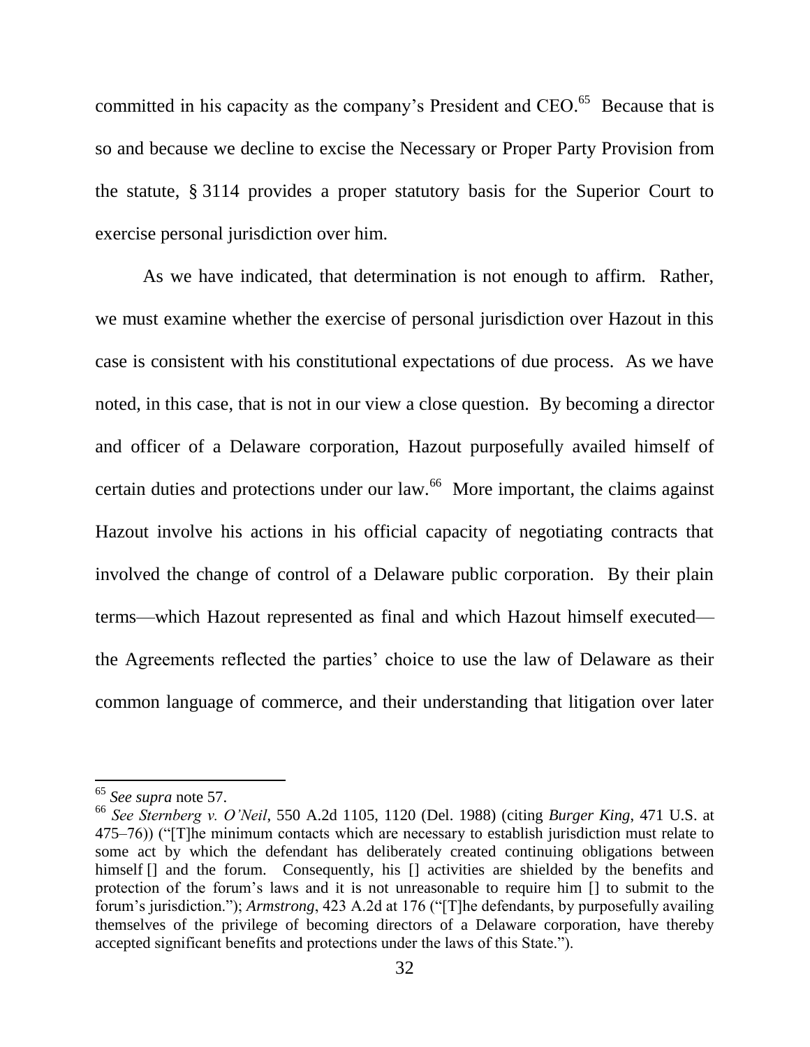committed in his capacity as the company's President and CEO.[65] Because that is so and because we decline to excise the Necessary or Proper Party Provision from the statute, § 3114 provides a proper statutory basis for the Superior Court to exercise personal jurisdiction over him.

As we have indicated, that determination is not enough to affirm. Rather, we must examine whether the exercise of personal jurisdiction over Hazout in this case is consistent with his constitutional expectations of due process. As we have noted, in this case, that is not in our view a close question. By becoming a director and officer of a Delaware corporation, Hazout purposefully availed himself of certain duties and protections under our law.[66] More important, the claims against Hazout involve his actions in his official capacity of negotiating contracts that involved the change of control of a Delaware public corporation. By their plain terms—which Hazout represented as final and which Hazout himself executed—the Agreements reflected the parties' choice to use the law of Delaware as their common language of commerce, and their understanding that litigation over later

---

[65] *See supra* note 57.

[66] *See Sternberg v. O'Neil*, 550 A.2d 1105, 1120 (Del. 1988) (citing *Burger King*, 471 U.S. at 475–76)) ("[T]he minimum contacts which are necessary to establish jurisdiction must relate to some act by which the defendant has deliberately created continuing obligations between himself [] and the forum. Consequently, his [] activities are shielded by the benefits and protection of the forum's laws and it is not unreasonable to require him [] to submit to the forum's jurisdiction."); *Armstrong*, 423 A.2d at 176 ("[T]he defendants, by purposefully availing themselves of the privilege of becoming directors of a Delaware corporation, have thereby accepted significant benefits and protections under the laws of this State.").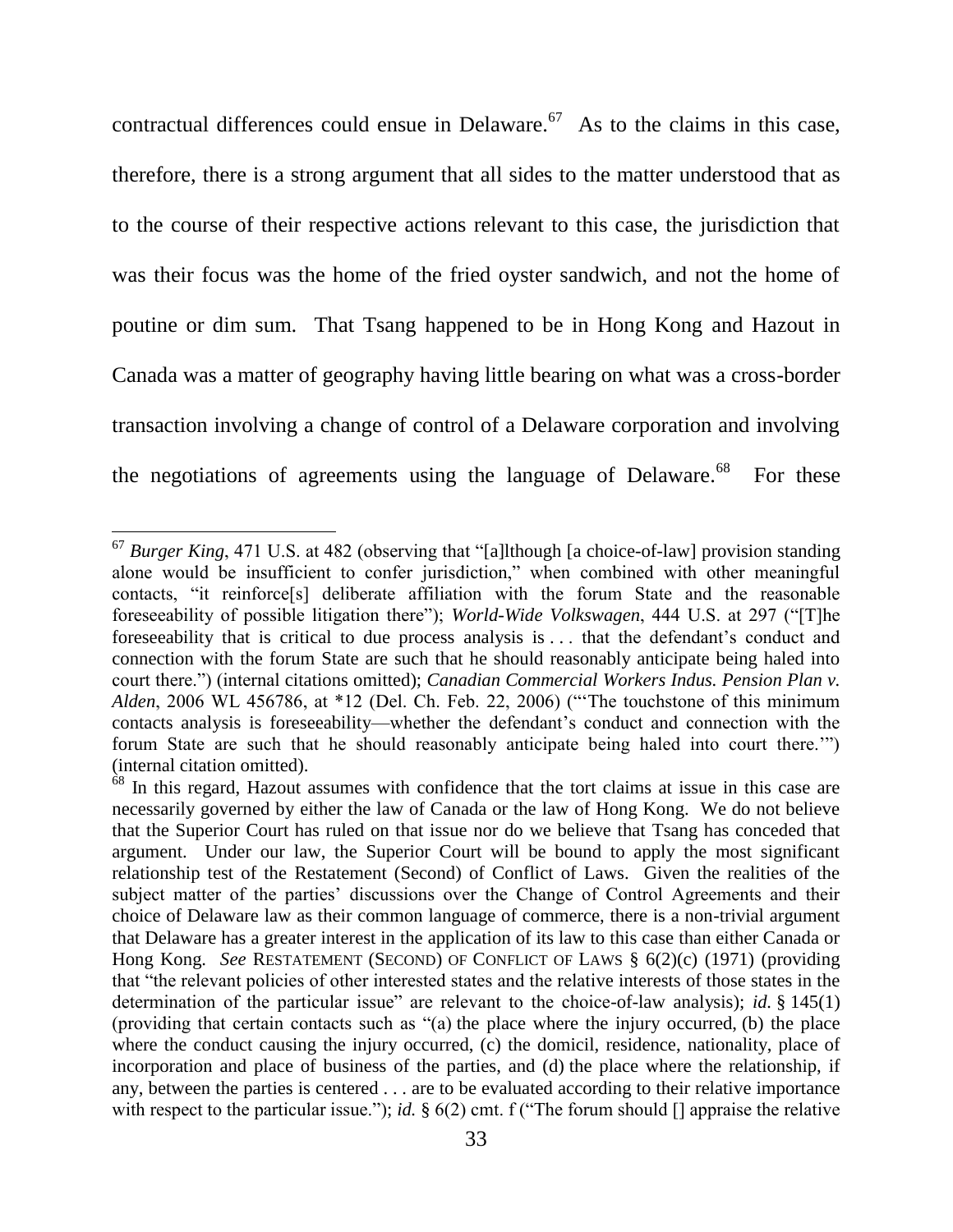contractual differences could ensue in Delaware.[67] As to the claims in this case, therefore, there is a strong argument that all sides to the matter understood that as to the course of their respective actions relevant to this case, the jurisdiction that was their focus was the home of the fried oyster sandwich, and not the home of poutine or dim sum. That Tsang happened to be in Hong Kong and Hazout in Canada was a matter of geography having little bearing on what was a cross-border transaction involving a change of control of a Delaware corporation and involving the negotiations of agreements using the language of Delaware.[68] For these

---

[67] *Burger King*, 471 U.S. at 482 (observing that "[a]lthough [a choice-of-law] provision standing alone would be insufficient to confer jurisdiction," when combined with other meaningful contacts, "it reinforce[s] deliberate affiliation with the forum State and the reasonable foreseeability of possible litigation there"); *World-Wide Volkswagen*, 444 U.S. at 297 ("[T]he foreseeability that is critical to due process analysis is . . . that the defendant's conduct and connection with the forum State are such that he should reasonably anticipate being haled into court there.") (internal citations omitted); *Canadian Commercial Workers Indus. Pension Plan v. Alden*, 2006 WL 456786, at *12 (Del. Ch. Feb. 22, 2006) ("'The touchstone of this minimum contacts analysis is foreseeability—whether the defendant's conduct and connection with the forum State are such that he should reasonably anticipate being haled into court there.'") (internal citation omitted).

[68] In this regard, Hazout assumes with confidence that the tort claims at issue in this case are necessarily governed by either the law of Canada or the law of Hong Kong. We do not believe that the Superior Court has ruled on that issue nor do we believe that Tsang has conceded that argument. Under our law, the Superior Court will be bound to apply the most significant relationship test of the Restatement (Second) of Conflict of Laws. Given the realities of the subject matter of the parties' discussions over the Change of Control Agreements and their choice of Delaware law as their common language of commerce, there is a non-trivial argument that Delaware has a greater interest in the application of its law to this case than either Canada or Hong Kong. *See* RESTATEMENT (SECOND) OF CONFLICT OF LAWS § 6(2)(c) (1971) (providing that "the relevant policies of other interested states and the relative interests of those states in the determination of the particular issue" are relevant to the choice-of-law analysis); *id.* § 145(1) (providing that certain contacts such as "(a) the place where the injury occurred, (b) the place where the conduct causing the injury occurred, (c) the domicil, residence, nationality, place of incorporation and place of business of the parties, and (d) the place where the relationship, if any, between the parties is centered . . . are to be evaluated according to their relative importance with respect to the particular issue."); *id.* § 6(2) cmt. f ("The forum should [] appraise the relative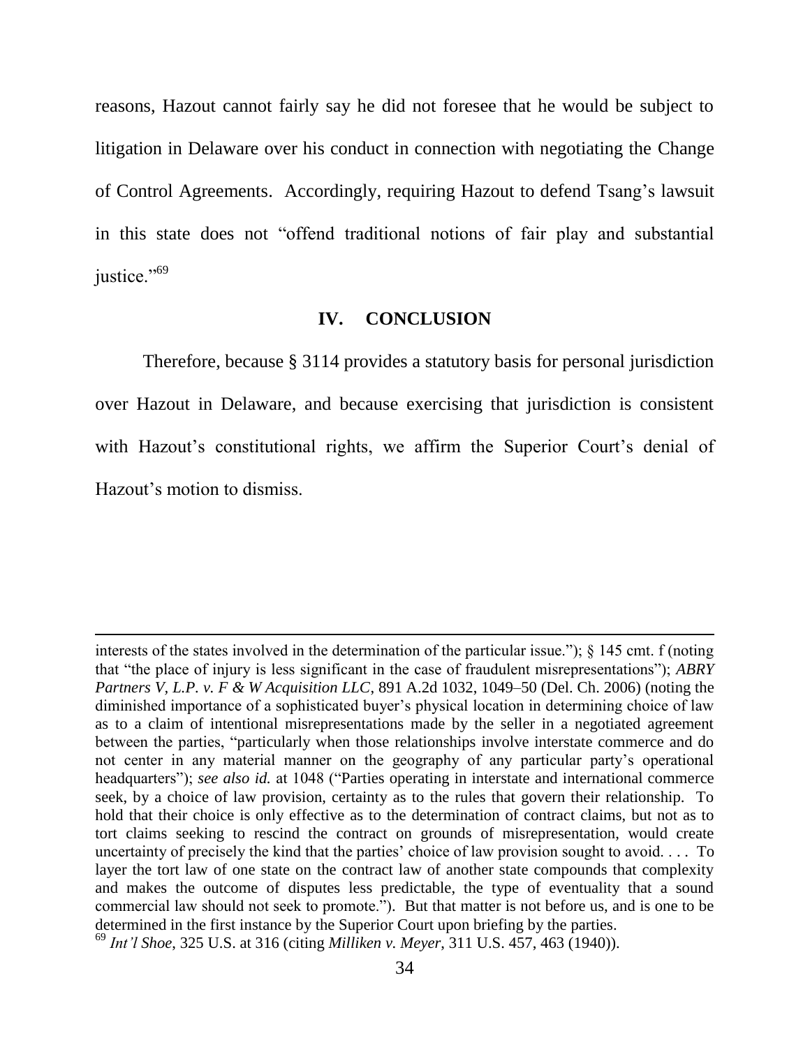reasons, Hazout cannot fairly say he did not foresee that he would be subject to litigation in Delaware over his conduct in connection with negotiating the Change of Control Agreements. Accordingly, requiring Hazout to defend Tsang's lawsuit in this state does not "offend traditional notions of fair play and substantial justice."[69]

## IV. CONCLUSION

Therefore, because § 3114 provides a statutory basis for personal jurisdiction over Hazout in Delaware, and because exercising that jurisdiction is consistent with Hazout's constitutional rights, we affirm the Superior Court's denial of Hazout's motion to dismiss.

---

interests of the states involved in the determination of the particular issue."); § 145 cmt. f (noting that "the place of injury is less significant in the case of fraudulent misrepresentations"); *ABRY Partners V, L.P. v. F & W Acquisition LLC*, 891 A.2d 1032, 1049–50 (Del. Ch. 2006) (noting the diminished importance of a sophisticated buyer's physical location in determining choice of law as to a claim of intentional misrepresentations made by the seller in a negotiated agreement between the parties, "particularly when those relationships involve interstate commerce and do not center in any material manner on the geography of any particular party's operational headquarters"); *see also id.* at 1048 ("Parties operating in interstate and international commerce seek, by a choice of law provision, certainty as to the rules that govern their relationship. To hold that their choice is only effective as to the determination of contract claims, but not as to tort claims seeking to rescind the contract on grounds of misrepresentation, would create uncertainty of precisely the kind that the parties' choice of law provision sought to avoid. . . . To layer the tort law of one state on the contract law of another state compounds that complexity and makes the outcome of disputes less predictable, the type of eventuality that a sound commercial law should not seek to promote."). But that matter is not before us, and is one to be determined in the first instance by the Superior Court upon briefing by the parties.

[69] *Int'l Shoe*, 325 U.S. at 316 (citing *Milliken v. Meyer*, 311 U.S. 457, 463 (1940)).